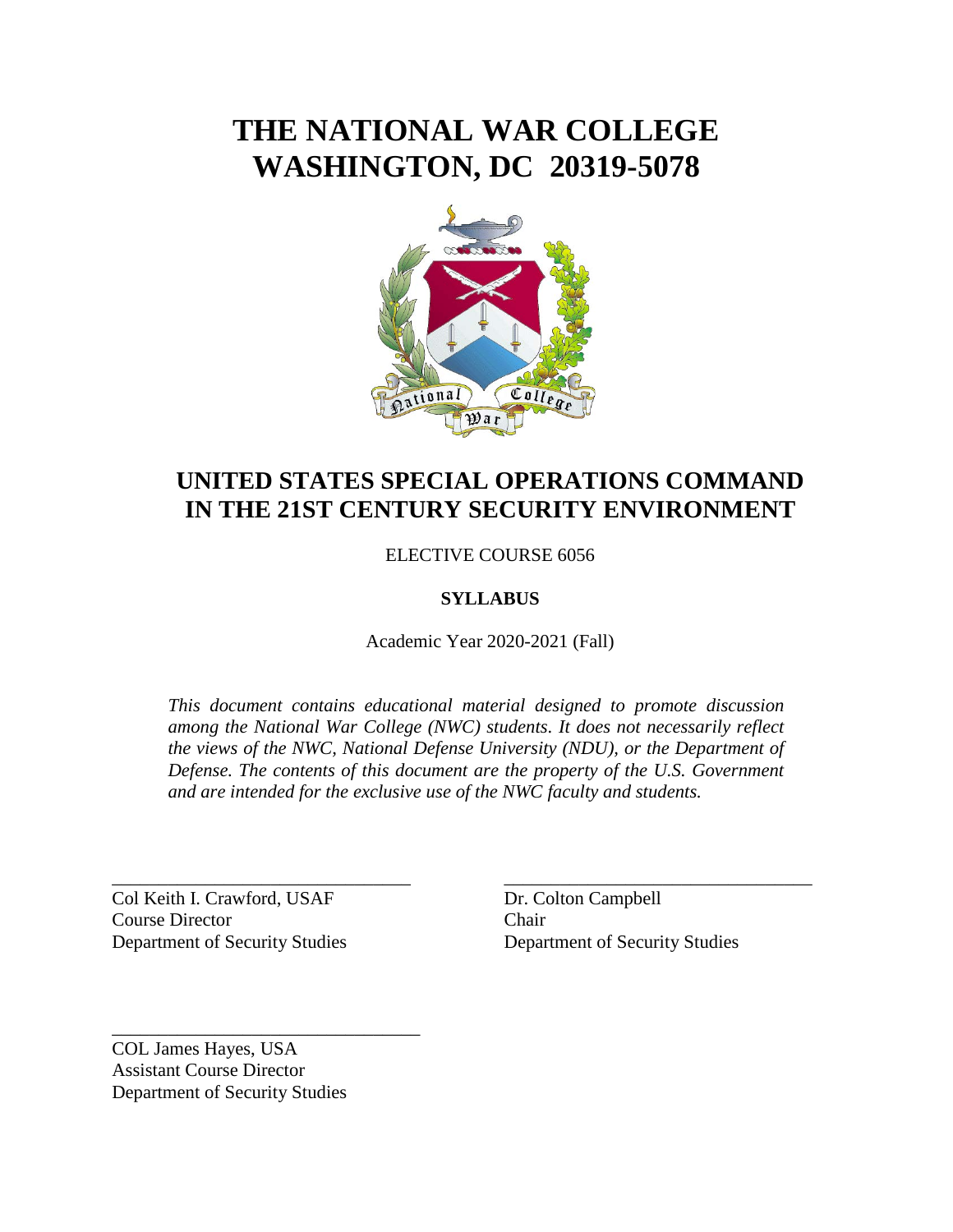# THE NATIONAL WAR COLLEGE
# WASHINGTON, DC 20319-5078

## UNITED STATES SPECIAL OPERATIONS COMMAND IN THE 21ST CENTURY SECURITY ENVIRONMENT

ELECTIVE COURSE 6056

**SYLLABUS**

Academic Year 2020-2021 (Fall)

*This document contains educational material designed to promote discussion among the National War College (NWC) students. It does not necessarily reflect the views of the NWC, National Defense University (NDU), or the Department of Defense. The contents of this document are the property of the U.S. Government and are intended for the exclusive use of the NWC faculty and students.*

\_\_\_\_\_\_\_\_\_\_\_\_\_\_\_\_\_\_\_\_\_\_\_\_\_\_\_\_\_\_\_\_\_\_
Col Keith I. Crawford, USAF
Course Director
Department of Security Studies

\_\_\_\_\_\_\_\_\_\_\_\_\_\_\_\_\_\_\_\_\_\_\_\_\_\_\_\_\_\_\_\_\_\_
Dr. Colton Campbell
Chair
Department of Security Studies

\_\_\_\_\_\_\_\_\_\_\_\_\_\_\_\_\_\_\_\_\_\_\_\_\_\_\_\_\_\_\_\_\_\_
COL James Hayes, USA
Assistant Course Director
Department of Security Studies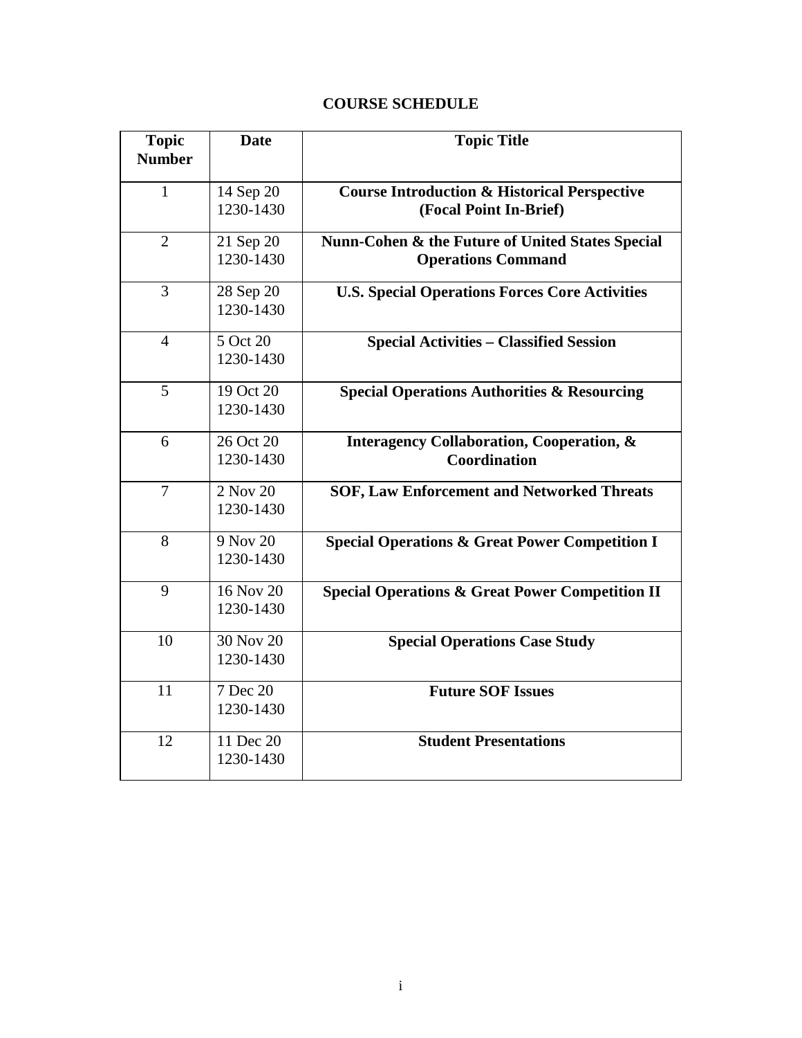## COURSE SCHEDULE

| Topic Number | Date | Topic Title |
|---|---|---|
| 1 | 14 Sep 20 1230-1430 | **Course Introduction & Historical Perspective (Focal Point In-Brief)** |
| 2 | 21 Sep 20 1230-1430 | **Nunn-Cohen & the Future of United States Special Operations Command** |
| 3 | 28 Sep 20 1230-1430 | **U.S. Special Operations Forces Core Activities** |
| 4 | 5 Oct 20 1230-1430 | **Special Activities – Classified Session** |
| 5 | 19 Oct 20 1230-1430 | **Special Operations Authorities & Resourcing** |
| 6 | 26 Oct 20 1230-1430 | **Interagency Collaboration, Cooperation, & Coordination** |
| 7 | 2 Nov 20 1230-1430 | **SOF, Law Enforcement and Networked Threats** |
| 8 | 9 Nov 20 1230-1430 | **Special Operations & Great Power Competition I** |
| 9 | 16 Nov 20 1230-1430 | **Special Operations & Great Power Competition II** |
| 10 | 30 Nov 20 1230-1430 | **Special Operations Case Study** |
| 11 | 7 Dec 20 1230-1430 | **Future SOF Issues** |
| 12 | 11 Dec 20 1230-1430 | **Student Presentations** |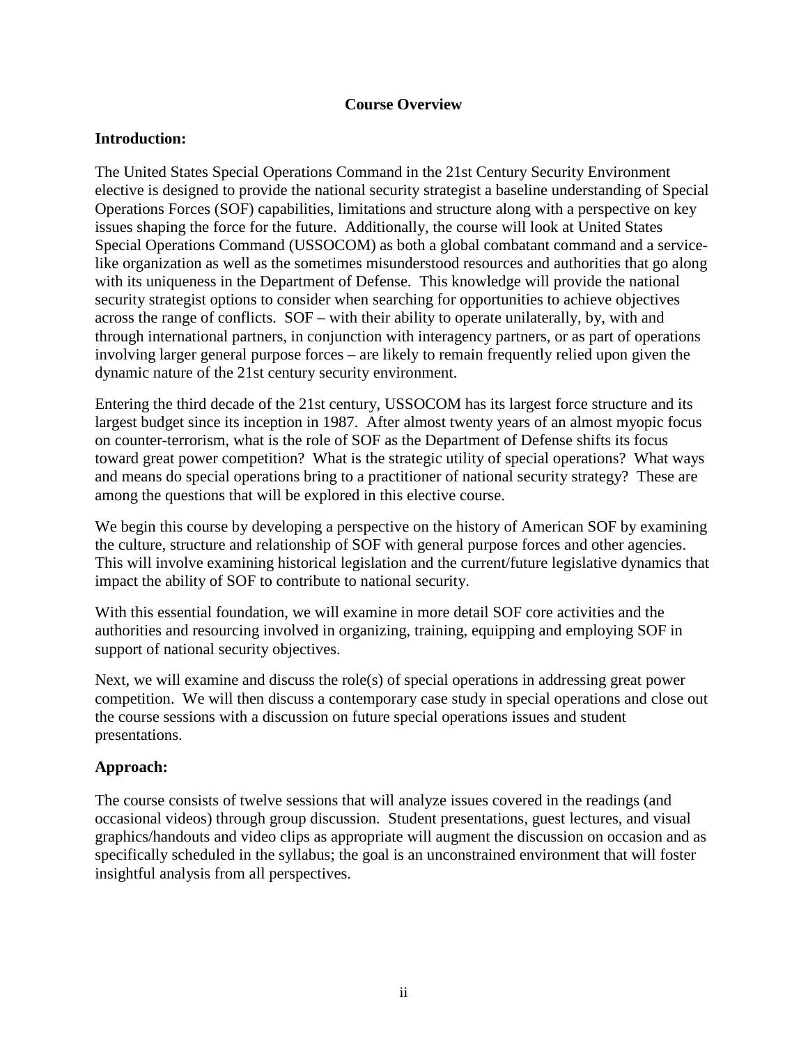## Course Overview

**Introduction:**

The United States Special Operations Command in the 21st Century Security Environment elective is designed to provide the national security strategist a baseline understanding of Special Operations Forces (SOF) capabilities, limitations and structure along with a perspective on key issues shaping the force for the future. Additionally, the course will look at United States Special Operations Command (USSOCOM) as both a global combatant command and a service-like organization as well as the sometimes misunderstood resources and authorities that go along with its uniqueness in the Department of Defense. This knowledge will provide the national security strategist options to consider when searching for opportunities to achieve objectives across the range of conflicts. SOF – with their ability to operate unilaterally, by, with and through international partners, in conjunction with interagency partners, or as part of operations involving larger general purpose forces – are likely to remain frequently relied upon given the dynamic nature of the 21st century security environment.

Entering the third decade of the 21st century, USSOCOM has its largest force structure and its largest budget since its inception in 1987. After almost twenty years of an almost myopic focus on counter-terrorism, what is the role of SOF as the Department of Defense shifts its focus toward great power competition? What is the strategic utility of special operations? What ways and means do special operations bring to a practitioner of national security strategy? These are among the questions that will be explored in this elective course.

We begin this course by developing a perspective on the history of American SOF by examining the culture, structure and relationship of SOF with general purpose forces and other agencies. This will involve examining historical legislation and the current/future legislative dynamics that impact the ability of SOF to contribute to national security.

With this essential foundation, we will examine in more detail SOF core activities and the authorities and resourcing involved in organizing, training, equipping and employing SOF in support of national security objectives.

Next, we will examine and discuss the role(s) of special operations in addressing great power competition. We will then discuss a contemporary case study in special operations and close out the course sessions with a discussion on future special operations issues and student presentations.

**Approach:**

The course consists of twelve sessions that will analyze issues covered in the readings (and occasional videos) through group discussion. Student presentations, guest lectures, and visual graphics/handouts and video clips as appropriate will augment the discussion on occasion and as specifically scheduled in the syllabus; the goal is an unconstrained environment that will foster insightful analysis from all perspectives.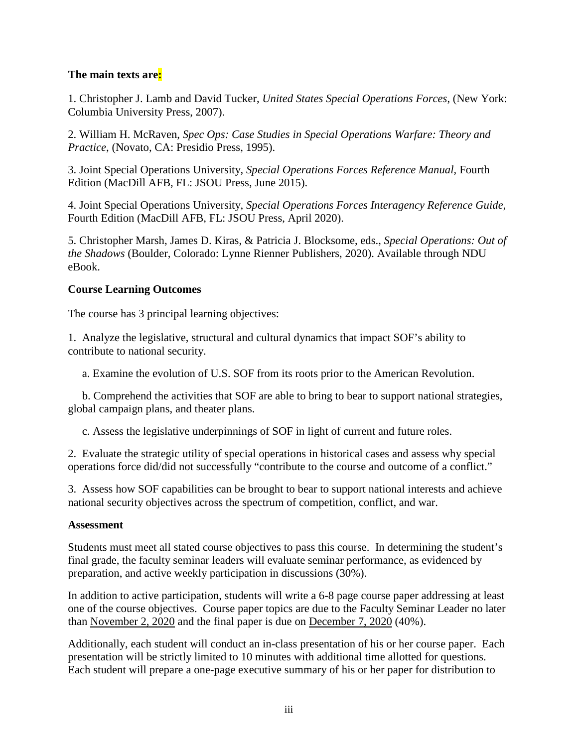**The main texts are:**

1. Christopher J. Lamb and David Tucker, *United States Special Operations Forces*, (New York: Columbia University Press, 2007).

2. William H. McRaven, *Spec Ops: Case Studies in Special Operations Warfare: Theory and Practice*, (Novato, CA: Presidio Press, 1995).

3. Joint Special Operations University, *Special Operations Forces Reference Manual*, Fourth Edition (MacDill AFB, FL: JSOU Press, June 2015).

4. Joint Special Operations University, *Special Operations Forces Interagency Reference Guide*, Fourth Edition (MacDill AFB, FL: JSOU Press, April 2020).

5. Christopher Marsh, James D. Kiras, & Patricia J. Blocksome, eds., *Special Operations: Out of the Shadows* (Boulder, Colorado: Lynne Rienner Publishers, 2020). Available through NDU eBook.

**Course Learning Outcomes**

The course has 3 principal learning objectives:

1. Analyze the legislative, structural and cultural dynamics that impact SOF's ability to contribute to national security.

   a. Examine the evolution of U.S. SOF from its roots prior to the American Revolution.

   b. Comprehend the activities that SOF are able to bring to bear to support national strategies, global campaign plans, and theater plans.

   c. Assess the legislative underpinnings of SOF in light of current and future roles.

2. Evaluate the strategic utility of special operations in historical cases and assess why special operations force did/did not successfully "contribute to the course and outcome of a conflict."

3. Assess how SOF capabilities can be brought to bear to support national interests and achieve national security objectives across the spectrum of competition, conflict, and war.

**Assessment**

Students must meet all stated course objectives to pass this course. In determining the student's final grade, the faculty seminar leaders will evaluate seminar performance, as evidenced by preparation, and active weekly participation in discussions (30%).

In addition to active participation, students will write a 6-8 page course paper addressing at least one of the course objectives. Course paper topics are due to the Faculty Seminar Leader no later than November 2, 2020 and the final paper is due on December 7, 2020 (40%).

Additionally, each student will conduct an in-class presentation of his or her course paper. Each presentation will be strictly limited to 10 minutes with additional time allotted for questions. Each student will prepare a one-page executive summary of his or her paper for distribution to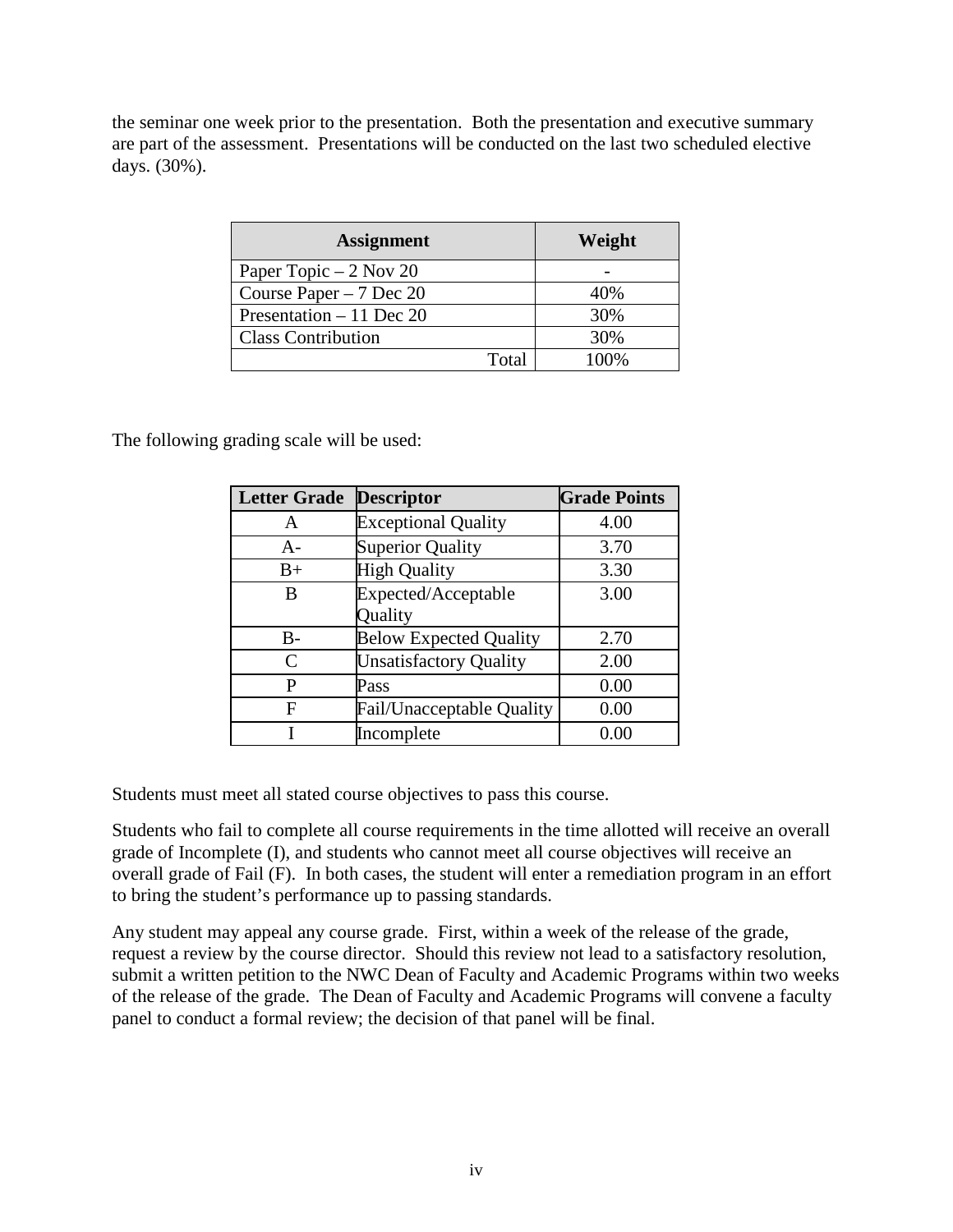the seminar one week prior to the presentation. Both the presentation and executive summary are part of the assessment. Presentations will be conducted on the last two scheduled elective days. (30%).

| Assignment | Weight |
|---|---|
| Paper Topic – 2 Nov 20 | - |
| Course Paper – 7 Dec 20 | 40% |
| Presentation – 11 Dec 20 | 30% |
| Class Contribution | 30% |
| Total | 100% |

The following grading scale will be used:

| Letter Grade | Descriptor | Grade Points |
|---|---|---|
| A | Exceptional Quality | 4.00 |
| A- | Superior Quality | 3.70 |
| B+ | High Quality | 3.30 |
| B | Expected/Acceptable Quality | 3.00 |
| B- | Below Expected Quality | 2.70 |
| C | Unsatisfactory Quality | 2.00 |
| P | Pass | 0.00 |
| F | Fail/Unacceptable Quality | 0.00 |
| I | Incomplete | 0.00 |

Students must meet all stated course objectives to pass this course.

Students who fail to complete all course requirements in the time allotted will receive an overall grade of Incomplete (I), and students who cannot meet all course objectives will receive an overall grade of Fail (F). In both cases, the student will enter a remediation program in an effort to bring the student's performance up to passing standards.

Any student may appeal any course grade. First, within a week of the release of the grade, request a review by the course director. Should this review not lead to a satisfactory resolution, submit a written petition to the NWC Dean of Faculty and Academic Programs within two weeks of the release of the grade. The Dean of Faculty and Academic Programs will convene a faculty panel to conduct a formal review; the decision of that panel will be final.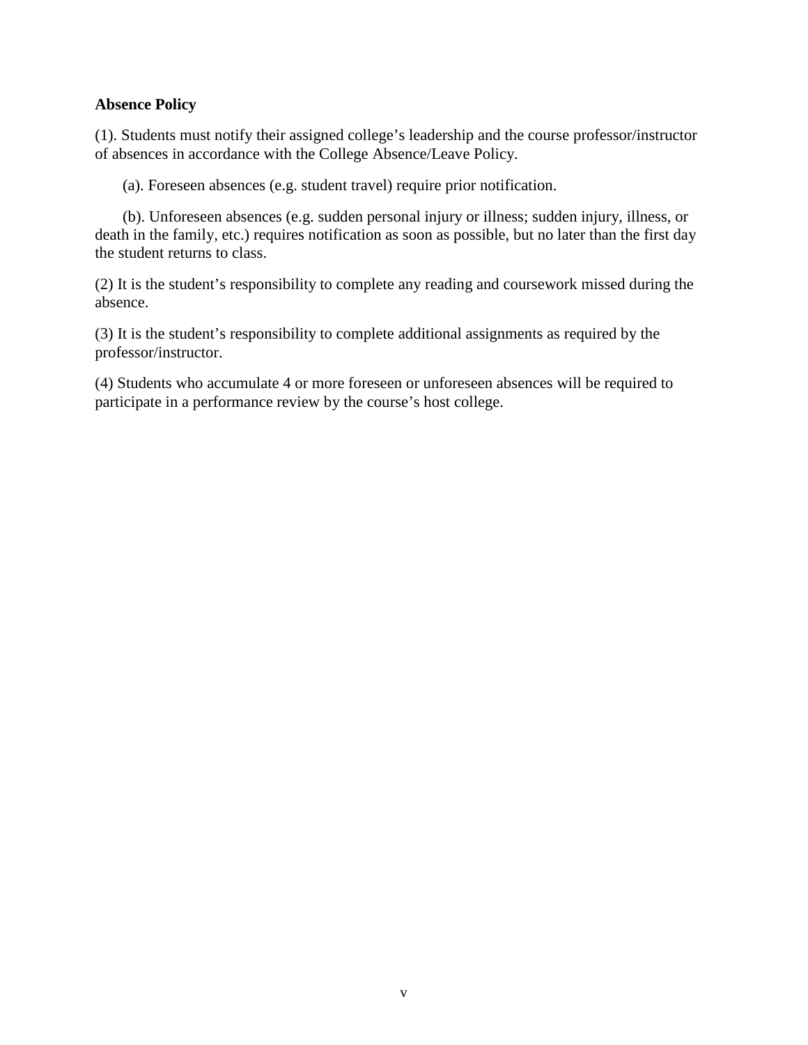**Absence Policy**

(1). Students must notify their assigned college's leadership and the course professor/instructor of absences in accordance with the College Absence/Leave Policy.

(a). Foreseen absences (e.g. student travel) require prior notification.

(b). Unforeseen absences (e.g. sudden personal injury or illness; sudden injury, illness, or death in the family, etc.) requires notification as soon as possible, but no later than the first day the student returns to class.

(2) It is the student's responsibility to complete any reading and coursework missed during the absence.

(3) It is the student's responsibility to complete additional assignments as required by the professor/instructor.

(4) Students who accumulate 4 or more foreseen or unforeseen absences will be required to participate in a performance review by the course's host college.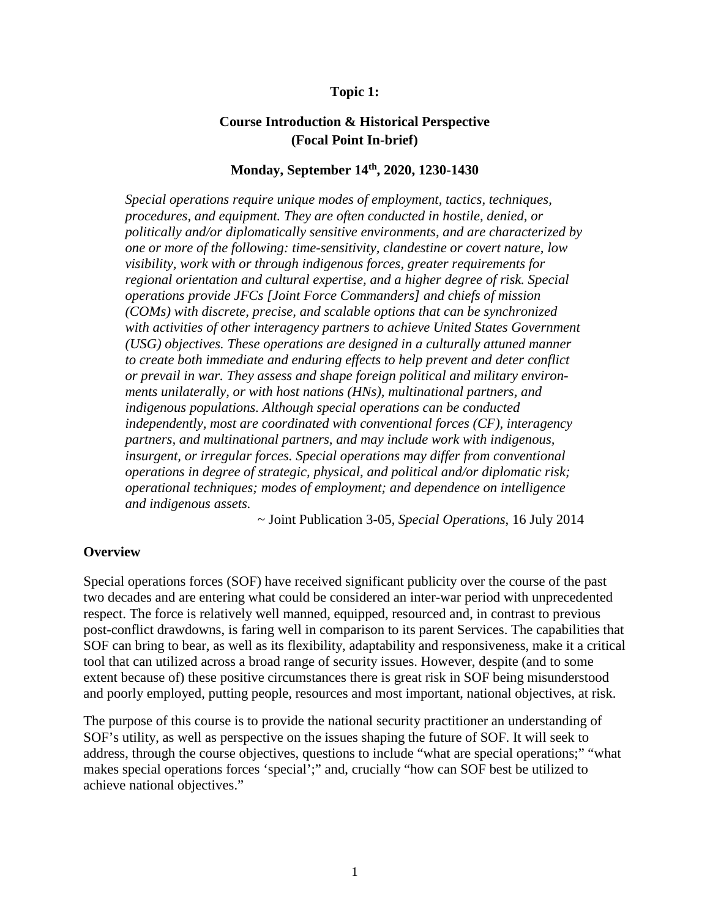**Topic 1:**

## Course Introduction & Historical Perspective (Focal Point In-brief)

**Monday, September 14th, 2020, 1230-1430**

> *Special operations require unique modes of employment, tactics, techniques, procedures, and equipment. They are often conducted in hostile, denied, or politically and/or diplomatically sensitive environments, and are characterized by one or more of the following: time-sensitivity, clandestine or covert nature, low visibility, work with or through indigenous forces, greater requirements for regional orientation and cultural expertise, and a higher degree of risk. Special operations provide JFCs [Joint Force Commanders] and chiefs of mission (COMs) with discrete, precise, and scalable options that can be synchronized with activities of other interagency partners to achieve United States Government (USG) objectives. These operations are designed in a culturally attuned manner to create both immediate and enduring effects to help prevent and deter conflict or prevail in war. They assess and shape foreign political and military environments unilaterally, or with host nations (HNs), multinational partners, and indigenous populations. Although special operations can be conducted independently, most are coordinated with conventional forces (CF), interagency partners, and multinational partners, and may include work with indigenous, insurgent, or irregular forces. Special operations may differ from conventional operations in degree of strategic, physical, and political and/or diplomatic risk; operational techniques; modes of employment; and dependence on intelligence and indigenous assets.*
>
> ~ Joint Publication 3-05, *Special Operations*, 16 July 2014

### Overview

Special operations forces (SOF) have received significant publicity over the course of the past two decades and are entering what could be considered an inter-war period with unprecedented respect. The force is relatively well manned, equipped, resourced and, in contrast to previous post-conflict drawdowns, is faring well in comparison to its parent Services. The capabilities that SOF can bring to bear, as well as its flexibility, adaptability and responsiveness, make it a critical tool that can utilized across a broad range of security issues. However, despite (and to some extent because of) these positive circumstances there is great risk in SOF being misunderstood and poorly employed, putting people, resources and most important, national objectives, at risk.

The purpose of this course is to provide the national security practitioner an understanding of SOF's utility, as well as perspective on the issues shaping the future of SOF. It will seek to address, through the course objectives, questions to include "what are special operations;" "what makes special operations forces 'special';" and, crucially "how can SOF best be utilized to achieve national objectives."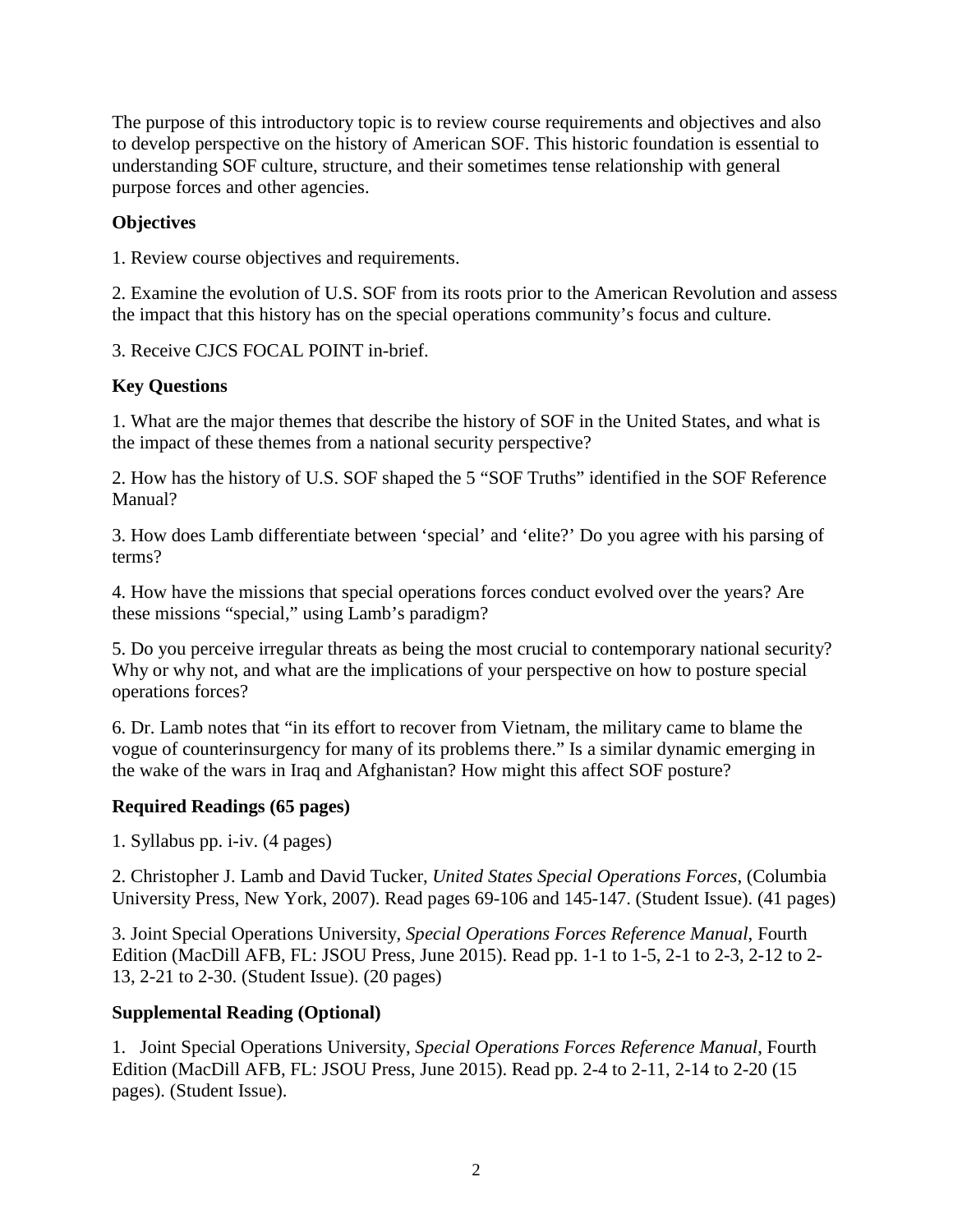The purpose of this introductory topic is to review course requirements and objectives and also to develop perspective on the history of American SOF. This historic foundation is essential to understanding SOF culture, structure, and their sometimes tense relationship with general purpose forces and other agencies.

**Objectives**

1. Review course objectives and requirements.

2. Examine the evolution of U.S. SOF from its roots prior to the American Revolution and assess the impact that this history has on the special operations community's focus and culture.

3. Receive CJCS FOCAL POINT in-brief.

**Key Questions**

1. What are the major themes that describe the history of SOF in the United States, and what is the impact of these themes from a national security perspective?

2. How has the history of U.S. SOF shaped the 5 "SOF Truths" identified in the SOF Reference Manual?

3. How does Lamb differentiate between 'special' and 'elite?' Do you agree with his parsing of terms?

4. How have the missions that special operations forces conduct evolved over the years? Are these missions "special," using Lamb's paradigm?

5. Do you perceive irregular threats as being the most crucial to contemporary national security? Why or why not, and what are the implications of your perspective on how to posture special operations forces?

6. Dr. Lamb notes that "in its effort to recover from Vietnam, the military came to blame the vogue of counterinsurgency for many of its problems there." Is a similar dynamic emerging in the wake of the wars in Iraq and Afghanistan? How might this affect SOF posture?

**Required Readings (65 pages)**

1. Syllabus pp. i-iv. (4 pages)

2. Christopher J. Lamb and David Tucker, *United States Special Operations Forces*, (Columbia University Press, New York, 2007). Read pages 69-106 and 145-147. (Student Issue). (41 pages)

3. Joint Special Operations University, *Special Operations Forces Reference Manual*, Fourth Edition (MacDill AFB, FL: JSOU Press, June 2015). Read pp. 1-1 to 1-5, 2-1 to 2-3, 2-12 to 2-13, 2-21 to 2-30. (Student Issue). (20 pages)

**Supplemental Reading (Optional)**

1. Joint Special Operations University, *Special Operations Forces Reference Manual*, Fourth Edition (MacDill AFB, FL: JSOU Press, June 2015). Read pp. 2-4 to 2-11, 2-14 to 2-20 (15 pages). (Student Issue).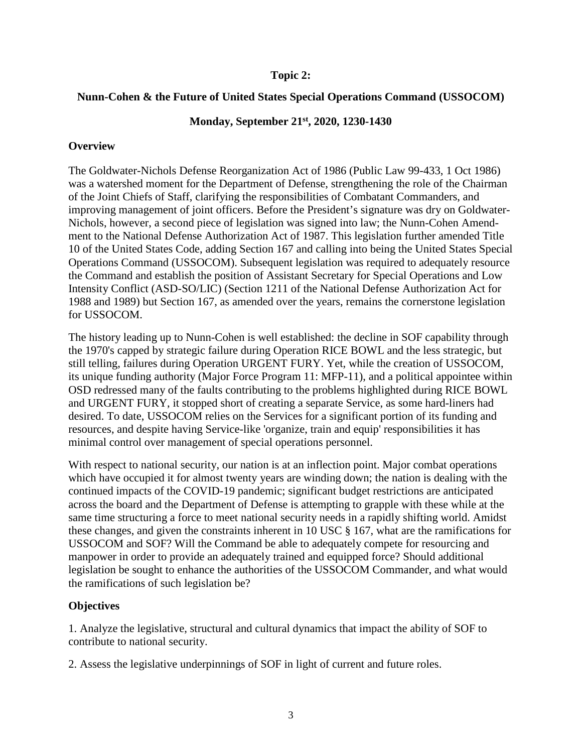**Topic 2:**

**Nunn-Cohen & the Future of United States Special Operations Command (USSOCOM)**

**Monday, September 21st, 2020, 1230-1430**

## Overview

The Goldwater-Nichols Defense Reorganization Act of 1986 (Public Law 99-433, 1 Oct 1986) was a watershed moment for the Department of Defense, strengthening the role of the Chairman of the Joint Chiefs of Staff, clarifying the responsibilities of Combatant Commanders, and improving management of joint officers. Before the President's signature was dry on Goldwater-Nichols, however, a second piece of legislation was signed into law; the Nunn-Cohen Amendment to the National Defense Authorization Act of 1987. This legislation further amended Title 10 of the United States Code, adding Section 167 and calling into being the United States Special Operations Command (USSOCOM). Subsequent legislation was required to adequately resource the Command and establish the position of Assistant Secretary for Special Operations and Low Intensity Conflict (ASD-SO/LIC) (Section 1211 of the National Defense Authorization Act for 1988 and 1989) but Section 167, as amended over the years, remains the cornerstone legislation for USSOCOM.

The history leading up to Nunn-Cohen is well established: the decline in SOF capability through the 1970's capped by strategic failure during Operation RICE BOWL and the less strategic, but still telling, failures during Operation URGENT FURY. Yet, while the creation of USSOCOM, its unique funding authority (Major Force Program 11: MFP-11), and a political appointee within OSD redressed many of the faults contributing to the problems highlighted during RICE BOWL and URGENT FURY, it stopped short of creating a separate Service, as some hard-liners had desired. To date, USSOCOM relies on the Services for a significant portion of its funding and resources, and despite having Service-like 'organize, train and equip' responsibilities it has minimal control over management of special operations personnel.

With respect to national security, our nation is at an inflection point. Major combat operations which have occupied it for almost twenty years are winding down; the nation is dealing with the continued impacts of the COVID-19 pandemic; significant budget restrictions are anticipated across the board and the Department of Defense is attempting to grapple with these while at the same time structuring a force to meet national security needs in a rapidly shifting world. Amidst these changes, and given the constraints inherent in 10 USC § 167, what are the ramifications for USSOCOM and SOF? Will the Command be able to adequately compete for resourcing and manpower in order to provide an adequately trained and equipped force? Should additional legislation be sought to enhance the authorities of the USSOCOM Commander, and what would the ramifications of such legislation be?

## Objectives

1. Analyze the legislative, structural and cultural dynamics that impact the ability of SOF to contribute to national security.

2. Assess the legislative underpinnings of SOF in light of current and future roles.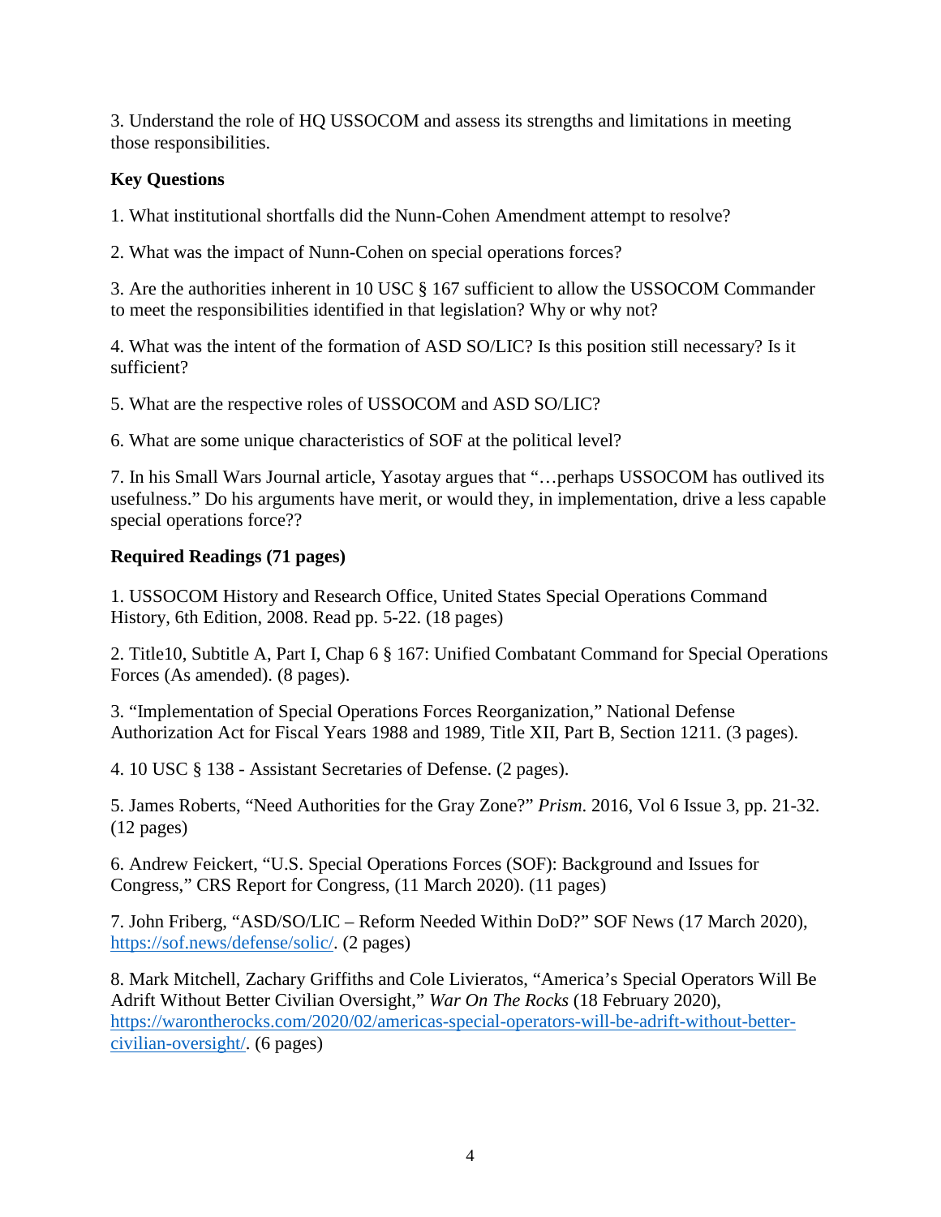3. Understand the role of HQ USSOCOM and assess its strengths and limitations in meeting those responsibilities.

**Key Questions**

1. What institutional shortfalls did the Nunn-Cohen Amendment attempt to resolve?

2. What was the impact of Nunn-Cohen on special operations forces?

3. Are the authorities inherent in 10 USC § 167 sufficient to allow the USSOCOM Commander to meet the responsibilities identified in that legislation? Why or why not?

4. What was the intent of the formation of ASD SO/LIC? Is this position still necessary? Is it sufficient?

5. What are the respective roles of USSOCOM and ASD SO/LIC?

6. What are some unique characteristics of SOF at the political level?

7. In his Small Wars Journal article, Yasotay argues that "…perhaps USSOCOM has outlived its usefulness." Do his arguments have merit, or would they, in implementation, drive a less capable special operations force??

**Required Readings (71 pages)**

1. USSOCOM History and Research Office, United States Special Operations Command History, 6th Edition, 2008. Read pp. 5-22. (18 pages)

2. Title10, Subtitle A, Part I, Chap 6 § 167: Unified Combatant Command for Special Operations Forces (As amended). (8 pages).

3. "Implementation of Special Operations Forces Reorganization," National Defense Authorization Act for Fiscal Years 1988 and 1989, Title XII, Part B, Section 1211. (3 pages).

4. 10 USC § 138 - Assistant Secretaries of Defense. (2 pages).

5. James Roberts, "Need Authorities for the Gray Zone?" *Prism*. 2016, Vol 6 Issue 3, pp. 21-32. (12 pages)

6. Andrew Feickert, "U.S. Special Operations Forces (SOF): Background and Issues for Congress," CRS Report for Congress, (11 March 2020). (11 pages)

7. John Friberg, "ASD/SO/LIC – Reform Needed Within DoD?" SOF News (17 March 2020), https://sof.news/defense/solic/. (2 pages)

8. Mark Mitchell, Zachary Griffiths and Cole Livieratos, "America's Special Operators Will Be Adrift Without Better Civilian Oversight," *War On The Rocks* (18 February 2020), https://warontherocks.com/2020/02/americas-special-operators-will-be-adrift-without-better-civilian-oversight/. (6 pages)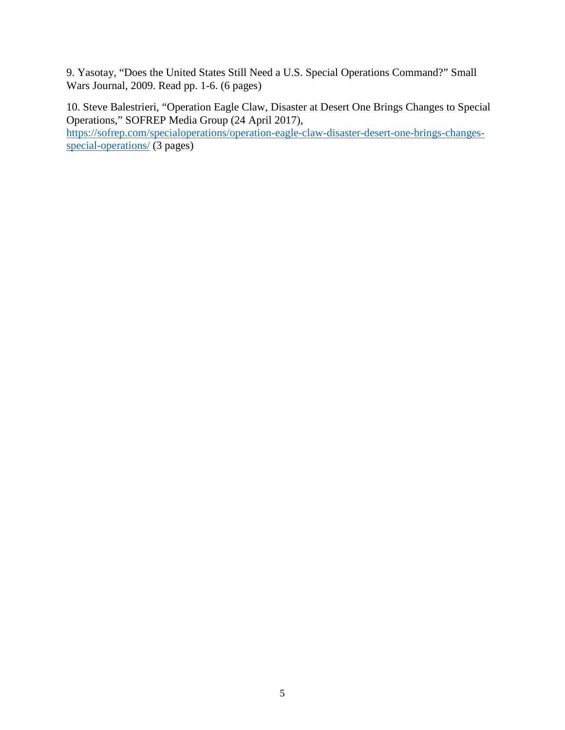9. Yasotay, "Does the United States Still Need a U.S. Special Operations Command?" Small Wars Journal, 2009. Read pp. 1-6. (6 pages)

10. Steve Balestrieri, "Operation Eagle Claw, Disaster at Desert One Brings Changes to Special Operations," SOFREP Media Group (24 April 2017), [https://sofrep.com/specialoperations/operation-eagle-claw-disaster-desert-one-brings-changes-special-operations/](https://sofrep.com/specialoperations/operation-eagle-claw-disaster-desert-one-brings-changes-special-operations/) (3 pages)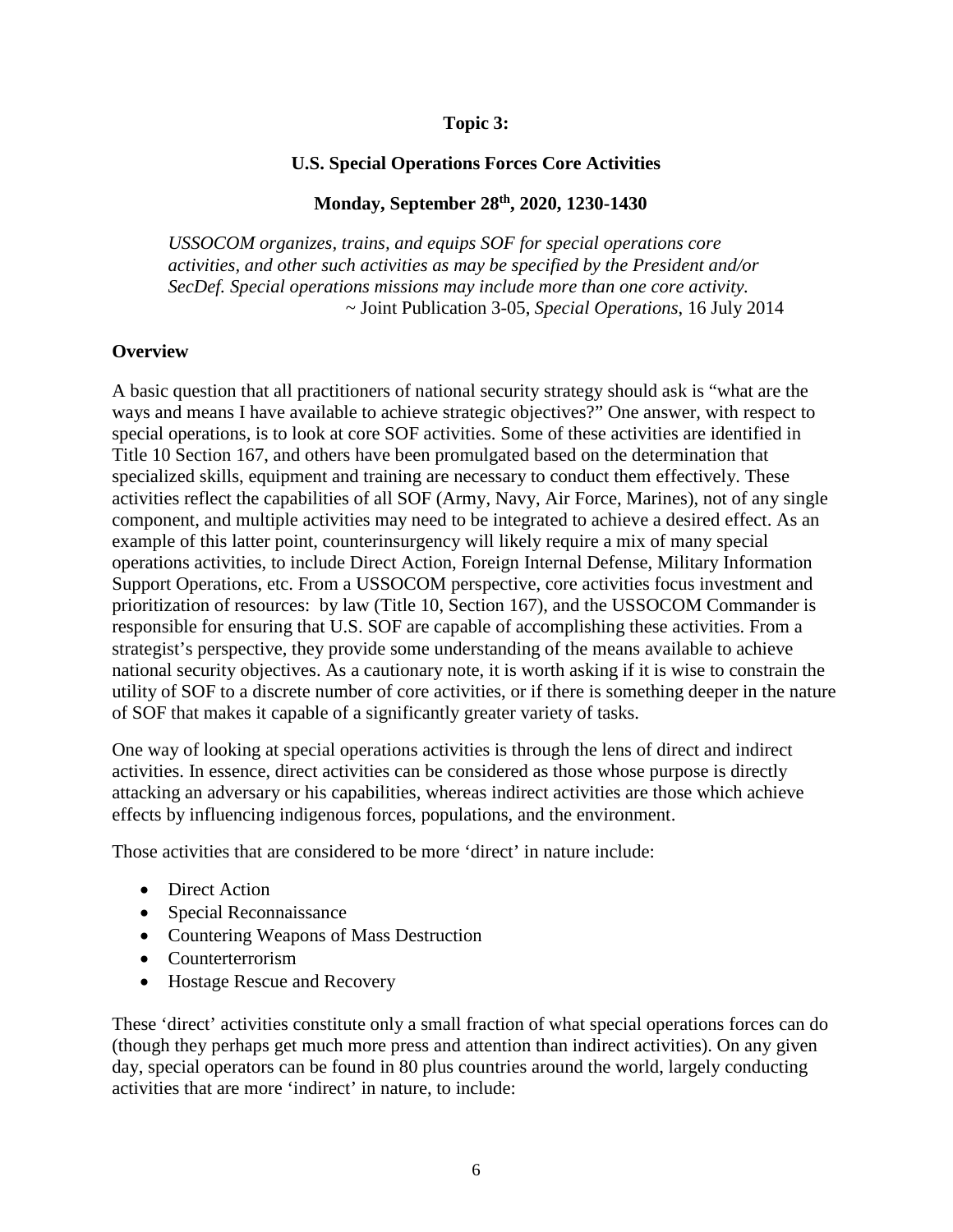## Topic 3:

## U.S. Special Operations Forces Core Activities

**Monday, September 28th, 2020, 1230-1430**

*USSOCOM organizes, trains, and equips SOF for special operations core activities, and other such activities as may be specified by the President and/or SecDef. Special operations missions may include more than one core activity.*
~ Joint Publication 3-05, *Special Operations*, 16 July 2014

### Overview

A basic question that all practitioners of national security strategy should ask is "what are the ways and means I have available to achieve strategic objectives?" One answer, with respect to special operations, is to look at core SOF activities. Some of these activities are identified in Title 10 Section 167, and others have been promulgated based on the determination that specialized skills, equipment and training are necessary to conduct them effectively. These activities reflect the capabilities of all SOF (Army, Navy, Air Force, Marines), not of any single component, and multiple activities may need to be integrated to achieve a desired effect. As an example of this latter point, counterinsurgency will likely require a mix of many special operations activities, to include Direct Action, Foreign Internal Defense, Military Information Support Operations, etc. From a USSOCOM perspective, core activities focus investment and prioritization of resources: by law (Title 10, Section 167), and the USSOCOM Commander is responsible for ensuring that U.S. SOF are capable of accomplishing these activities. From a strategist's perspective, they provide some understanding of the means available to achieve national security objectives. As a cautionary note, it is worth asking if it is wise to constrain the utility of SOF to a discrete number of core activities, or if there is something deeper in the nature of SOF that makes it capable of a significantly greater variety of tasks.

One way of looking at special operations activities is through the lens of direct and indirect activities. In essence, direct activities can be considered as those whose purpose is directly attacking an adversary or his capabilities, whereas indirect activities are those which achieve effects by influencing indigenous forces, populations, and the environment.

Those activities that are considered to be more 'direct' in nature include:

- Direct Action
- Special Reconnaissance
- Countering Weapons of Mass Destruction
- Counterterrorism
- Hostage Rescue and Recovery

These 'direct' activities constitute only a small fraction of what special operations forces can do (though they perhaps get much more press and attention than indirect activities). On any given day, special operators can be found in 80 plus countries around the world, largely conducting activities that are more 'indirect' in nature, to include: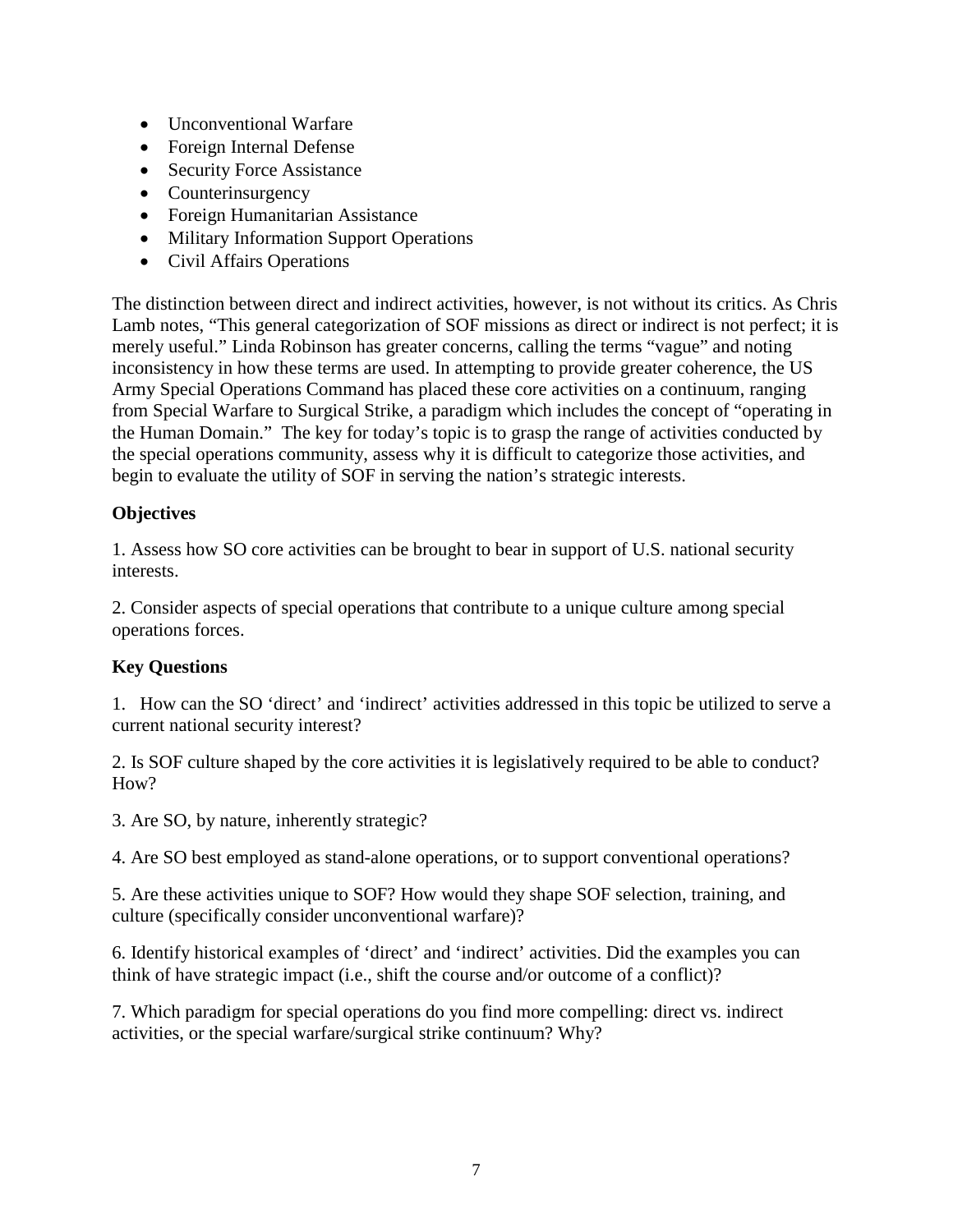- Unconventional Warfare
- Foreign Internal Defense
- Security Force Assistance
- Counterinsurgency
- Foreign Humanitarian Assistance
- Military Information Support Operations
- Civil Affairs Operations

The distinction between direct and indirect activities, however, is not without its critics. As Chris Lamb notes, "This general categorization of SOF missions as direct or indirect is not perfect; it is merely useful." Linda Robinson has greater concerns, calling the terms "vague" and noting inconsistency in how these terms are used. In attempting to provide greater coherence, the US Army Special Operations Command has placed these core activities on a continuum, ranging from Special Warfare to Surgical Strike, a paradigm which includes the concept of "operating in the Human Domain." The key for today's topic is to grasp the range of activities conducted by the special operations community, assess why it is difficult to categorize those activities, and begin to evaluate the utility of SOF in serving the nation's strategic interests.

**Objectives**

1. Assess how SO core activities can be brought to bear in support of U.S. national security interests.

2. Consider aspects of special operations that contribute to a unique culture among special operations forces.

**Key Questions**

1. How can the SO 'direct' and 'indirect' activities addressed in this topic be utilized to serve a current national security interest?

2. Is SOF culture shaped by the core activities it is legislatively required to be able to conduct? How?

3. Are SO, by nature, inherently strategic?

4. Are SO best employed as stand-alone operations, or to support conventional operations?

5. Are these activities unique to SOF? How would they shape SOF selection, training, and culture (specifically consider unconventional warfare)?

6. Identify historical examples of 'direct' and 'indirect' activities. Did the examples you can think of have strategic impact (i.e., shift the course and/or outcome of a conflict)?

7. Which paradigm for special operations do you find more compelling: direct vs. indirect activities, or the special warfare/surgical strike continuum? Why?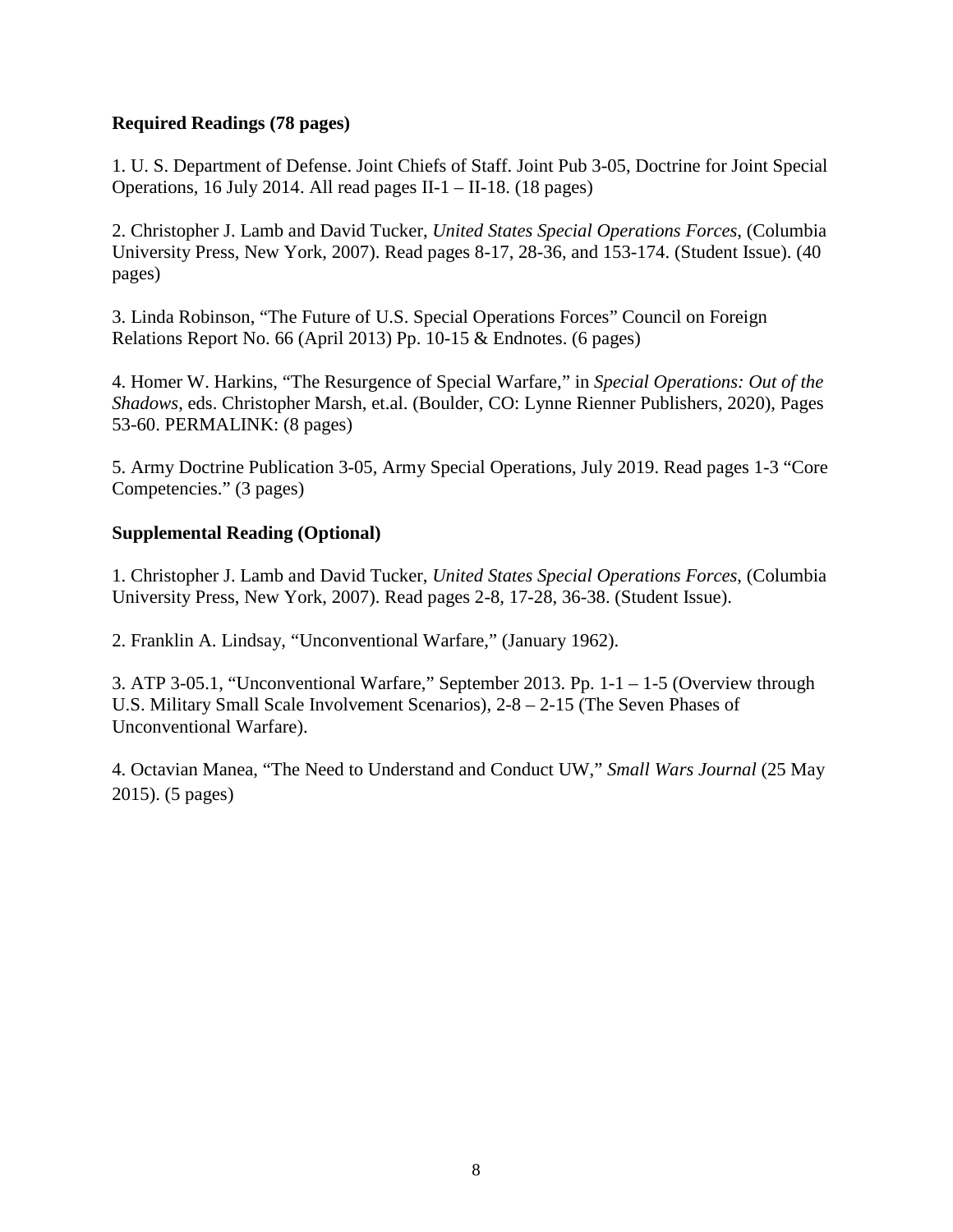**Required Readings (78 pages)**

1. U. S. Department of Defense. Joint Chiefs of Staff. Joint Pub 3-05, Doctrine for Joint Special Operations, 16 July 2014. All read pages II-1 – II-18. (18 pages)

2. Christopher J. Lamb and David Tucker, *United States Special Operations Forces*, (Columbia University Press, New York, 2007). Read pages 8-17, 28-36, and 153-174. (Student Issue). (40 pages)

3. Linda Robinson, "The Future of U.S. Special Operations Forces" Council on Foreign Relations Report No. 66 (April 2013) Pp. 10-15 & Endnotes. (6 pages)

4. Homer W. Harkins, "The Resurgence of Special Warfare," in *Special Operations: Out of the Shadows*, eds. Christopher Marsh, et.al. (Boulder, CO: Lynne Rienner Publishers, 2020), Pages 53-60. PERMALINK: (8 pages)

5. Army Doctrine Publication 3-05, Army Special Operations, July 2019. Read pages 1-3 "Core Competencies." (3 pages)

**Supplemental Reading (Optional)**

1. Christopher J. Lamb and David Tucker, *United States Special Operations Forces*, (Columbia University Press, New York, 2007). Read pages 2-8, 17-28, 36-38. (Student Issue).

2. Franklin A. Lindsay, "Unconventional Warfare," (January 1962).

3. ATP 3-05.1, "Unconventional Warfare," September 2013. Pp. 1-1 – 1-5 (Overview through U.S. Military Small Scale Involvement Scenarios), 2-8 – 2-15 (The Seven Phases of Unconventional Warfare).

4. Octavian Manea, "The Need to Understand and Conduct UW," *Small Wars Journal* (25 May 2015). (5 pages)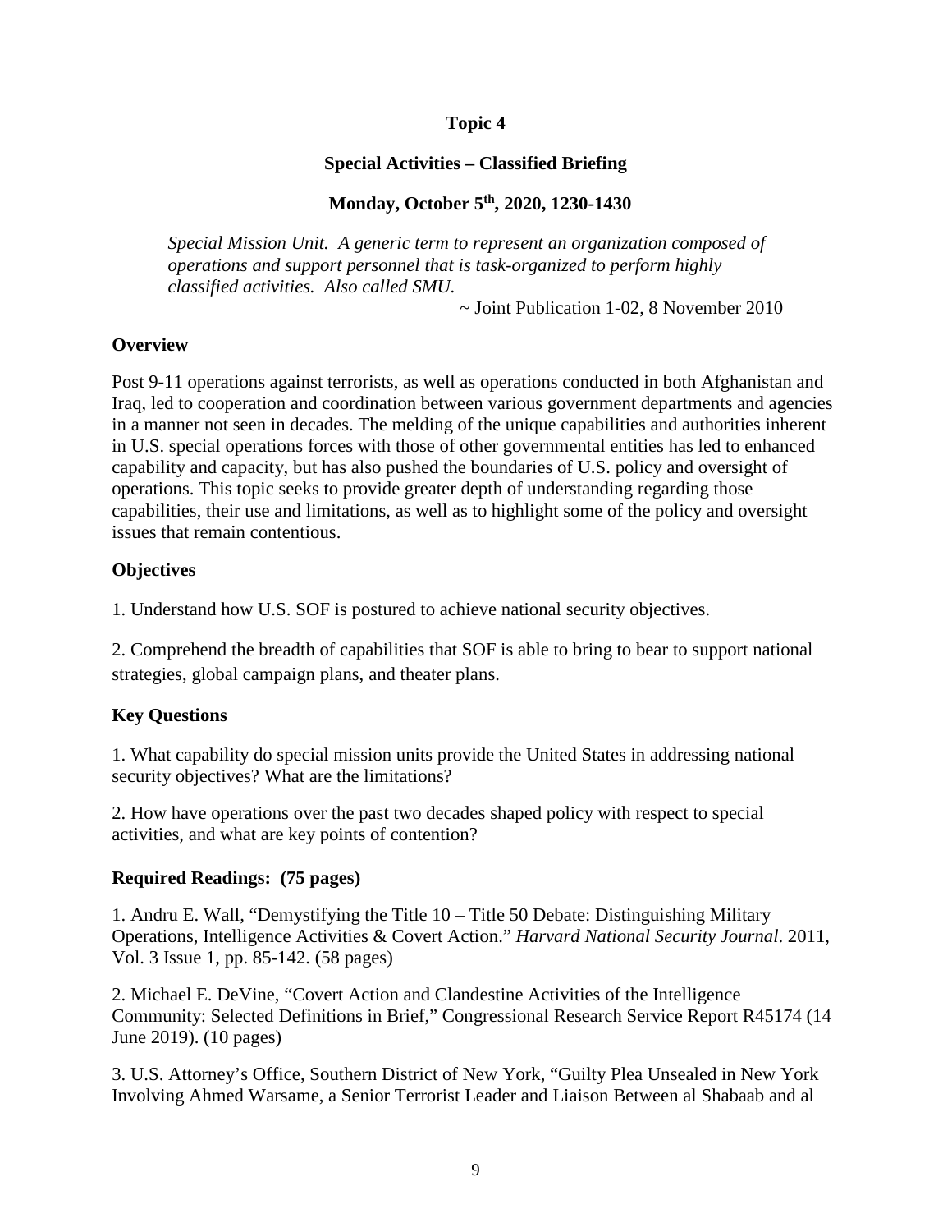**Topic 4**

**Special Activities – Classified Briefing**

**Monday, October 5th, 2020, 1230-1430**

> *Special Mission Unit. A generic term to represent an organization composed of operations and support personnel that is task-organized to perform highly classified activities. Also called SMU.*
>
> ~ Joint Publication 1-02, 8 November 2010

**Overview**

Post 9-11 operations against terrorists, as well as operations conducted in both Afghanistan and Iraq, led to cooperation and coordination between various government departments and agencies in a manner not seen in decades. The melding of the unique capabilities and authorities inherent in U.S. special operations forces with those of other governmental entities has led to enhanced capability and capacity, but has also pushed the boundaries of U.S. policy and oversight of operations. This topic seeks to provide greater depth of understanding regarding those capabilities, their use and limitations, as well as to highlight some of the policy and oversight issues that remain contentious.

**Objectives**

1. Understand how U.S. SOF is postured to achieve national security objectives.

2. Comprehend the breadth of capabilities that SOF is able to bring to bear to support national strategies, global campaign plans, and theater plans.

**Key Questions**

1. What capability do special mission units provide the United States in addressing national security objectives? What are the limitations?

2. How have operations over the past two decades shaped policy with respect to special activities, and what are key points of contention?

**Required Readings: (75 pages)**

1. Andru E. Wall, "Demystifying the Title 10 – Title 50 Debate: Distinguishing Military Operations, Intelligence Activities & Covert Action." *Harvard National Security Journal*. 2011, Vol. 3 Issue 1, pp. 85-142. (58 pages)

2. Michael E. DeVine, "Covert Action and Clandestine Activities of the Intelligence Community: Selected Definitions in Brief," Congressional Research Service Report R45174 (14 June 2019). (10 pages)

3. U.S. Attorney's Office, Southern District of New York, "Guilty Plea Unsealed in New York Involving Ahmed Warsame, a Senior Terrorist Leader and Liaison Between al Shabaab and al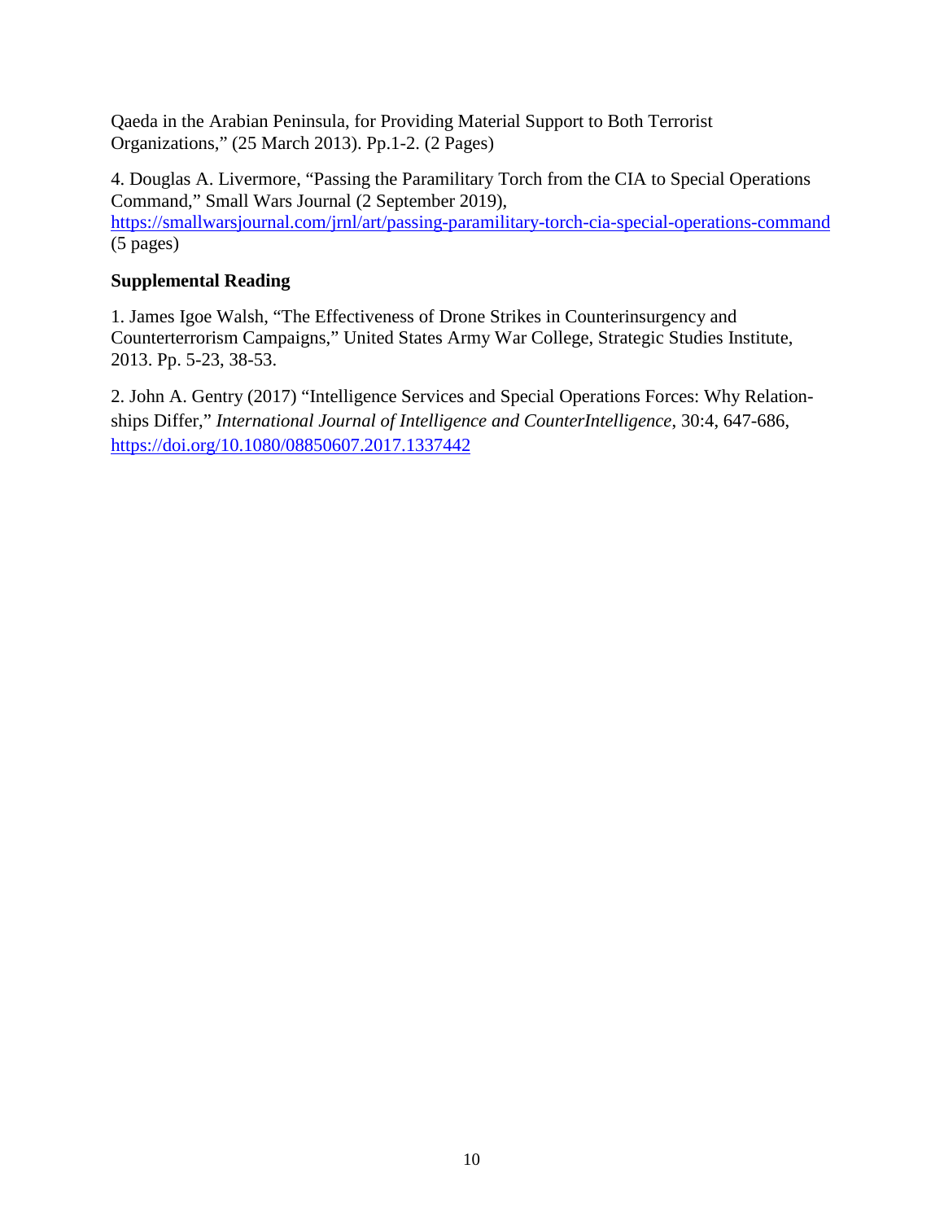Qaeda in the Arabian Peninsula, for Providing Material Support to Both Terrorist Organizations," (25 March 2013). Pp.1-2. (2 Pages)

4. Douglas A. Livermore, "Passing the Paramilitary Torch from the CIA to Special Operations Command," Small Wars Journal (2 September 2019), https://smallwarsjournal.com/jrnl/art/passing-paramilitary-torch-cia-special-operations-command (5 pages)

**Supplemental Reading**

1. James Igoe Walsh, "The Effectiveness of Drone Strikes in Counterinsurgency and Counterterrorism Campaigns," United States Army War College, Strategic Studies Institute, 2013. Pp. 5-23, 38-53.

2. John A. Gentry (2017) "Intelligence Services and Special Operations Forces: Why Relationships Differ," *International Journal of Intelligence and CounterIntelligence*, 30:4, 647-686, https://doi.org/10.1080/08850607.2017.1337442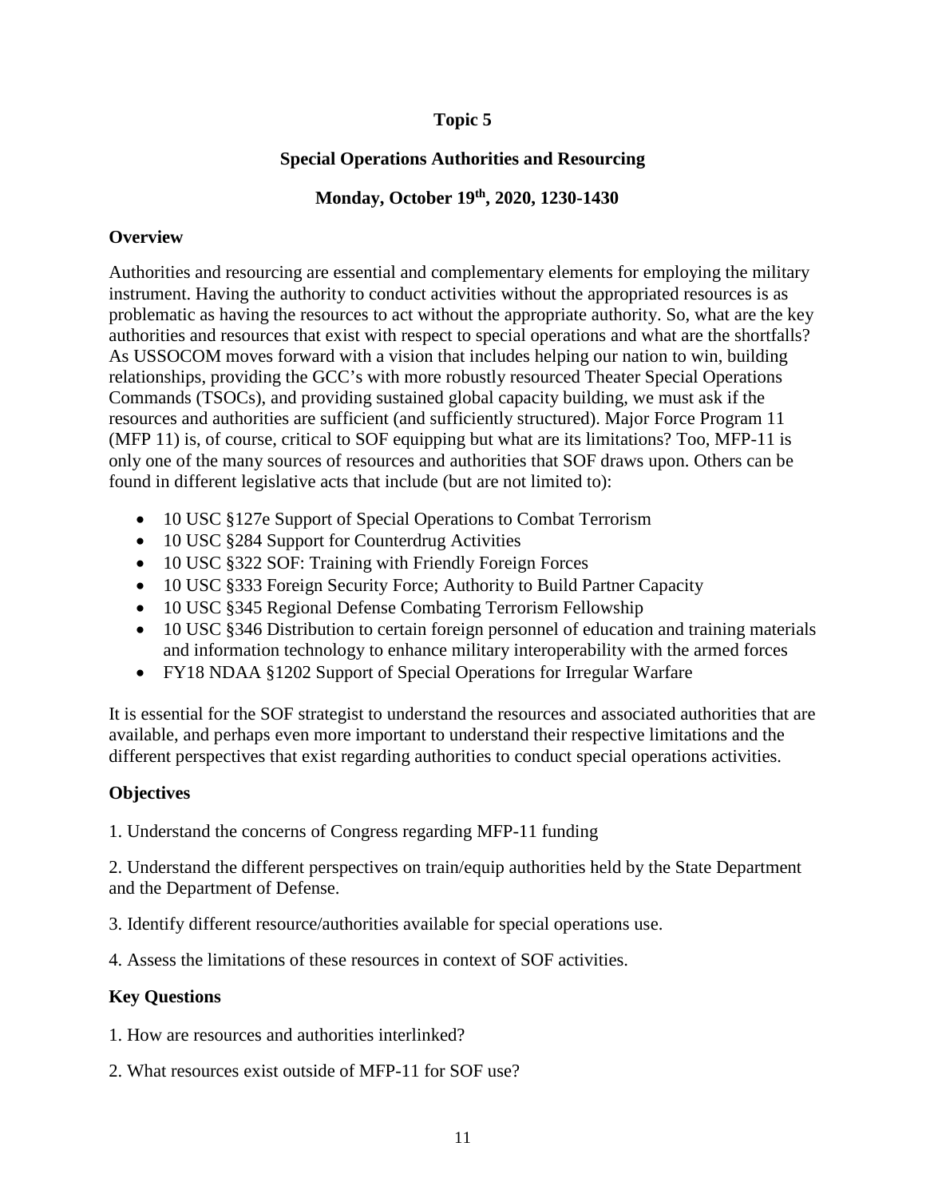# Topic 5

## Special Operations Authorities and Resourcing

### Monday, October 19th, 2020, 1230-1430

**Overview**

Authorities and resourcing are essential and complementary elements for employing the military instrument. Having the authority to conduct activities without the appropriated resources is as problematic as having the resources to act without the appropriate authority. So, what are the key authorities and resources that exist with respect to special operations and what are the shortfalls? As USSOCOM moves forward with a vision that includes helping our nation to win, building relationships, providing the GCC's with more robustly resourced Theater Special Operations Commands (TSOCs), and providing sustained global capacity building, we must ask if the resources and authorities are sufficient (and sufficiently structured). Major Force Program 11 (MFP 11) is, of course, critical to SOF equipping but what are its limitations? Too, MFP-11 is only one of the many sources of resources and authorities that SOF draws upon. Others can be found in different legislative acts that include (but are not limited to):

- 10 USC §127e Support of Special Operations to Combat Terrorism
- 10 USC §284 Support for Counterdrug Activities
- 10 USC §322 SOF: Training with Friendly Foreign Forces
- 10 USC §333 Foreign Security Force; Authority to Build Partner Capacity
- 10 USC §345 Regional Defense Combating Terrorism Fellowship
- 10 USC §346 Distribution to certain foreign personnel of education and training materials and information technology to enhance military interoperability with the armed forces
- FY18 NDAA §1202 Support of Special Operations for Irregular Warfare

It is essential for the SOF strategist to understand the resources and associated authorities that are available, and perhaps even more important to understand their respective limitations and the different perspectives that exist regarding authorities to conduct special operations activities.

**Objectives**

1. Understand the concerns of Congress regarding MFP-11 funding

2. Understand the different perspectives on train/equip authorities held by the State Department and the Department of Defense.

3. Identify different resource/authorities available for special operations use.

4. Assess the limitations of these resources in context of SOF activities.

**Key Questions**

1. How are resources and authorities interlinked?

2. What resources exist outside of MFP-11 for SOF use?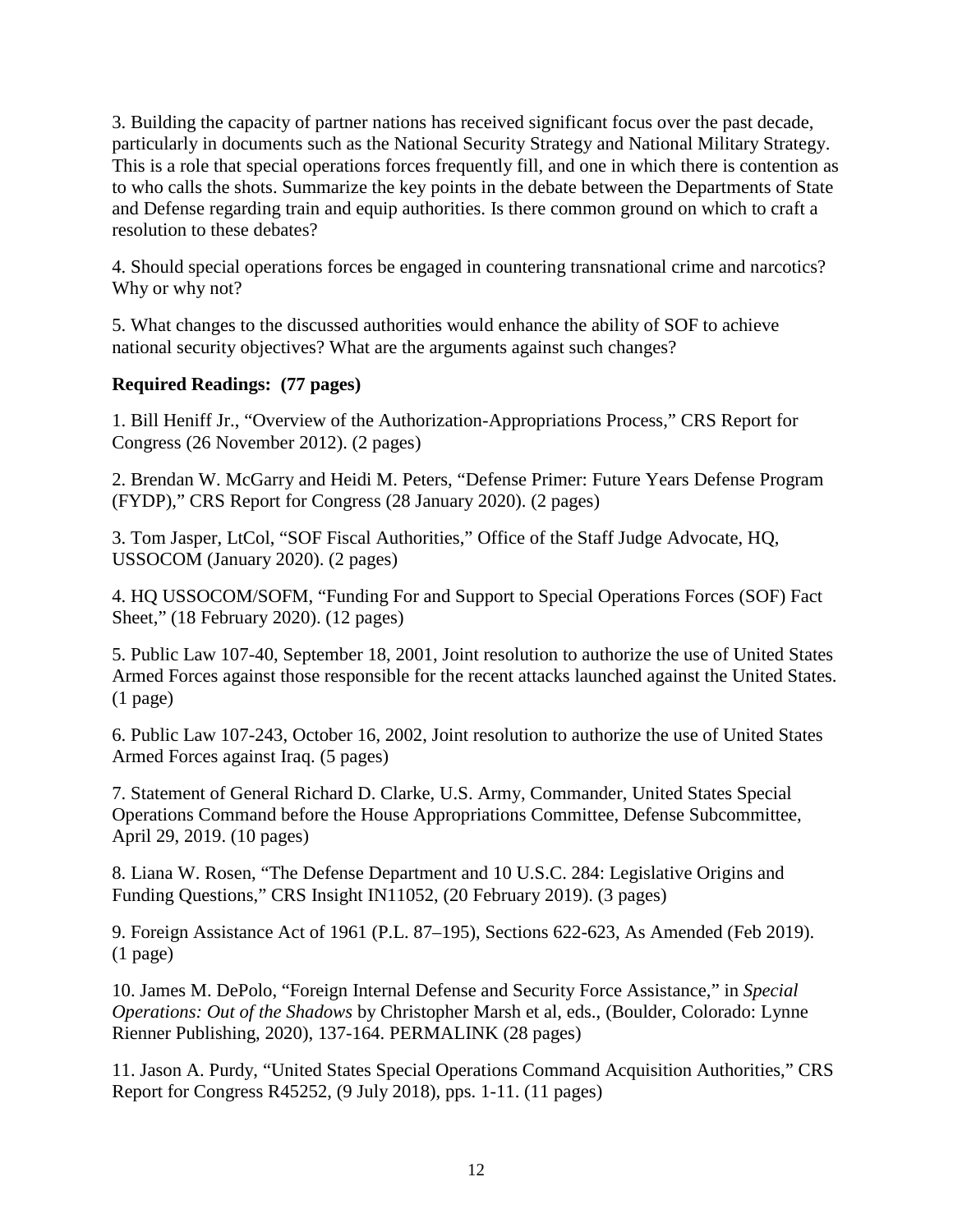3. Building the capacity of partner nations has received significant focus over the past decade, particularly in documents such as the National Security Strategy and National Military Strategy. This is a role that special operations forces frequently fill, and one in which there is contention as to who calls the shots. Summarize the key points in the debate between the Departments of State and Defense regarding train and equip authorities. Is there common ground on which to craft a resolution to these debates?

4. Should special operations forces be engaged in countering transnational crime and narcotics? Why or why not?

5. What changes to the discussed authorities would enhance the ability of SOF to achieve national security objectives? What are the arguments against such changes?

**Required Readings: (77 pages)**

1. Bill Heniff Jr., "Overview of the Authorization-Appropriations Process," CRS Report for Congress (26 November 2012). (2 pages)

2. Brendan W. McGarry and Heidi M. Peters, "Defense Primer: Future Years Defense Program (FYDP)," CRS Report for Congress (28 January 2020). (2 pages)

3. Tom Jasper, LtCol, "SOF Fiscal Authorities," Office of the Staff Judge Advocate, HQ, USSOCOM (January 2020). (2 pages)

4. HQ USSOCOM/SOFM, "Funding For and Support to Special Operations Forces (SOF) Fact Sheet," (18 February 2020). (12 pages)

5. Public Law 107-40, September 18, 2001, Joint resolution to authorize the use of United States Armed Forces against those responsible for the recent attacks launched against the United States. (1 page)

6. Public Law 107-243, October 16, 2002, Joint resolution to authorize the use of United States Armed Forces against Iraq. (5 pages)

7. Statement of General Richard D. Clarke, U.S. Army, Commander, United States Special Operations Command before the House Appropriations Committee, Defense Subcommittee, April 29, 2019. (10 pages)

8. Liana W. Rosen, "The Defense Department and 10 U.S.C. 284: Legislative Origins and Funding Questions," CRS Insight IN11052, (20 February 2019). (3 pages)

9. Foreign Assistance Act of 1961 (P.L. 87–195), Sections 622-623, As Amended (Feb 2019). (1 page)

10. James M. DePolo, "Foreign Internal Defense and Security Force Assistance," in *Special Operations: Out of the Shadows* by Christopher Marsh et al, eds., (Boulder, Colorado: Lynne Rienner Publishing, 2020), 137-164. PERMALINK (28 pages)

11. Jason A. Purdy, "United States Special Operations Command Acquisition Authorities," CRS Report for Congress R45252, (9 July 2018), pps. 1-11. (11 pages)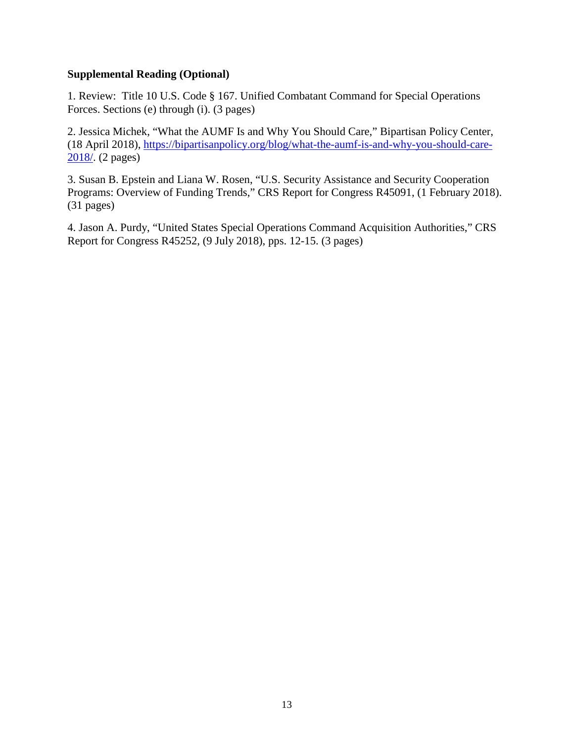**Supplemental Reading (Optional)**

1. Review: Title 10 U.S. Code § 167. Unified Combatant Command for Special Operations Forces. Sections (e) through (i). (3 pages)

2. Jessica Michek, "What the AUMF Is and Why You Should Care," Bipartisan Policy Center, (18 April 2018), [https://bipartisanpolicy.org/blog/what-the-aumf-is-and-why-you-should-care-2018/](https://bipartisanpolicy.org/blog/what-the-aumf-is-and-why-you-should-care-2018/). (2 pages)

3. Susan B. Epstein and Liana W. Rosen, "U.S. Security Assistance and Security Cooperation Programs: Overview of Funding Trends," CRS Report for Congress R45091, (1 February 2018). (31 pages)

4. Jason A. Purdy, "United States Special Operations Command Acquisition Authorities," CRS Report for Congress R45252, (9 July 2018), pps. 12-15. (3 pages)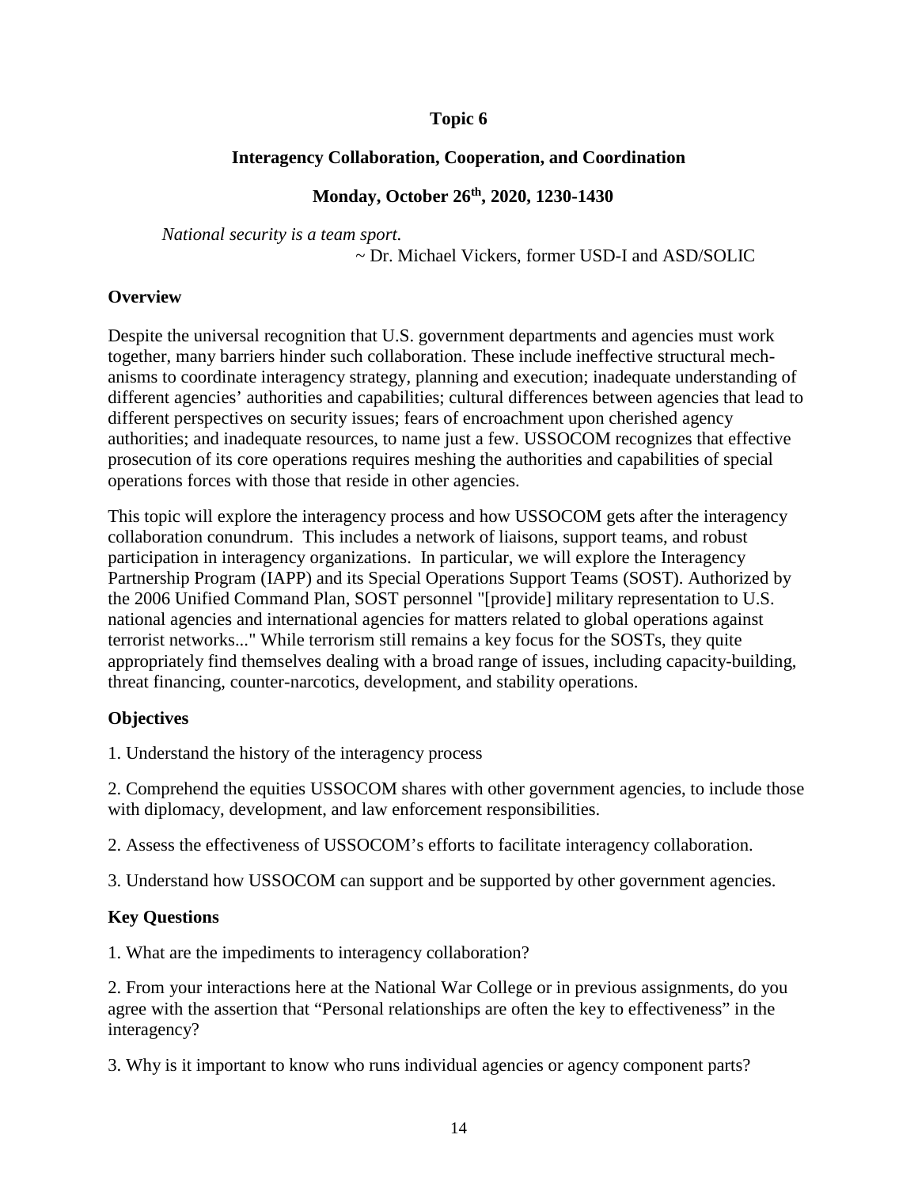## Topic 6

## Interagency Collaboration, Cooperation, and Coordination

**Monday, October 26th, 2020, 1230-1430**

*National security is a team sport.*

~ Dr. Michael Vickers, former USD-I and ASD/SOLIC

### Overview

Despite the universal recognition that U.S. government departments and agencies must work together, many barriers hinder such collaboration. These include ineffective structural mechanisms to coordinate interagency strategy, planning and execution; inadequate understanding of different agencies' authorities and capabilities; cultural differences between agencies that lead to different perspectives on security issues; fears of encroachment upon cherished agency authorities; and inadequate resources, to name just a few. USSOCOM recognizes that effective prosecution of its core operations requires meshing the authorities and capabilities of special operations forces with those that reside in other agencies.

This topic will explore the interagency process and how USSOCOM gets after the interagency collaboration conundrum. This includes a network of liaisons, support teams, and robust participation in interagency organizations. In particular, we will explore the Interagency Partnership Program (IAPP) and its Special Operations Support Teams (SOST). Authorized by the 2006 Unified Command Plan, SOST personnel "[provide] military representation to U.S. national agencies and international agencies for matters related to global operations against terrorist networks..." While terrorism still remains a key focus for the SOSTs, they quite appropriately find themselves dealing with a broad range of issues, including capacity-building, threat financing, counter-narcotics, development, and stability operations.

### Objectives

1. Understand the history of the interagency process

2. Comprehend the equities USSOCOM shares with other government agencies, to include those with diplomacy, development, and law enforcement responsibilities.

2. Assess the effectiveness of USSOCOM's efforts to facilitate interagency collaboration.

3. Understand how USSOCOM can support and be supported by other government agencies.

### Key Questions

1. What are the impediments to interagency collaboration?

2. From your interactions here at the National War College or in previous assignments, do you agree with the assertion that "Personal relationships are often the key to effectiveness" in the interagency?

3. Why is it important to know who runs individual agencies or agency component parts?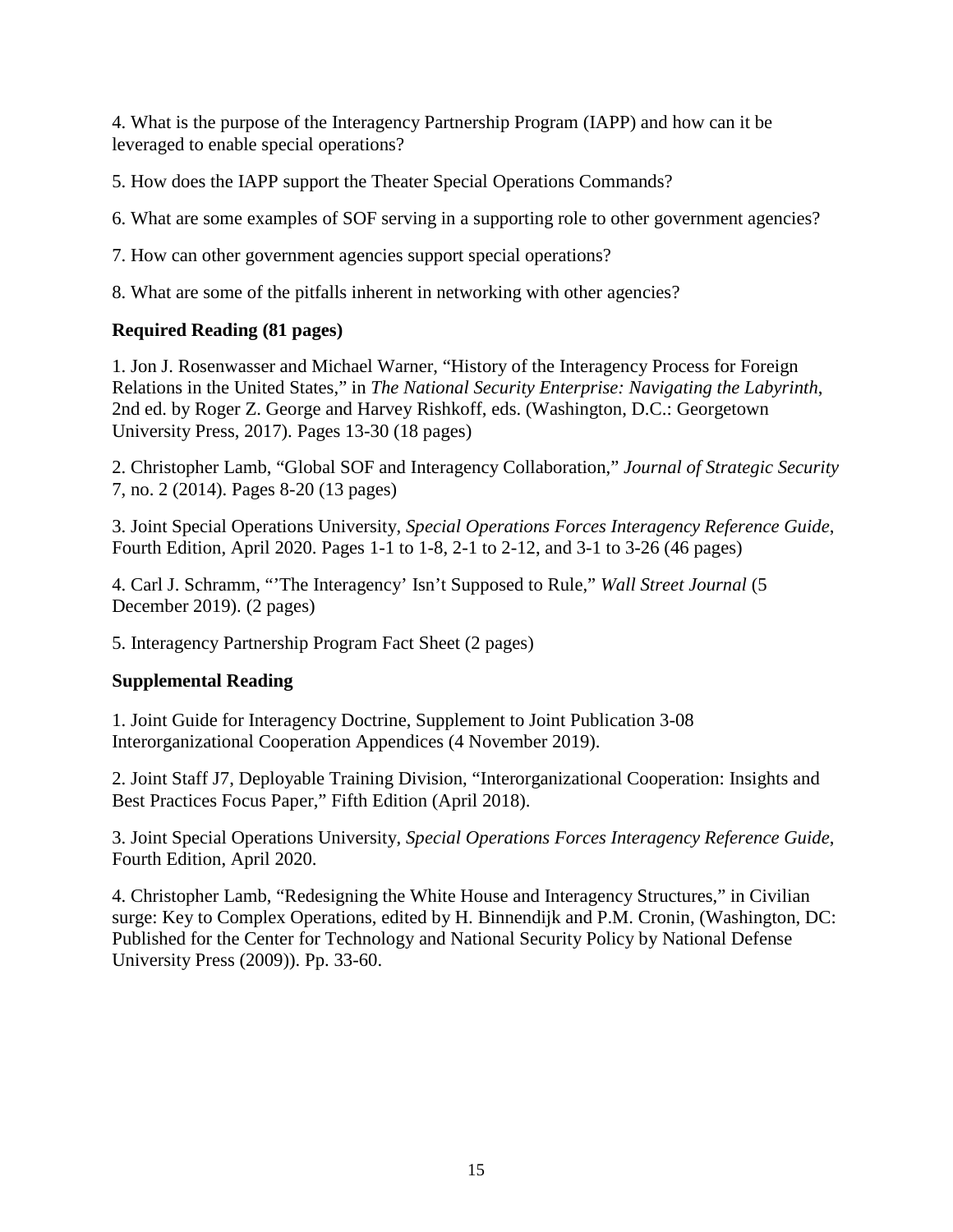4. What is the purpose of the Interagency Partnership Program (IAPP) and how can it be leveraged to enable special operations?

5. How does the IAPP support the Theater Special Operations Commands?

6. What are some examples of SOF serving in a supporting role to other government agencies?

7. How can other government agencies support special operations?

8. What are some of the pitfalls inherent in networking with other agencies?

**Required Reading (81 pages)**

1. Jon J. Rosenwasser and Michael Warner, "History of the Interagency Process for Foreign Relations in the United States," in *The National Security Enterprise: Navigating the Labyrinth*, 2nd ed. by Roger Z. George and Harvey Rishkoff, eds. (Washington, D.C.: Georgetown University Press, 2017). Pages 13-30 (18 pages)

2. Christopher Lamb, "Global SOF and Interagency Collaboration," *Journal of Strategic Security* 7, no. 2 (2014). Pages 8-20 (13 pages)

3. Joint Special Operations University, *Special Operations Forces Interagency Reference Guide*, Fourth Edition, April 2020. Pages 1-1 to 1-8, 2-1 to 2-12, and 3-1 to 3-26 (46 pages)

4. Carl J. Schramm, "'The Interagency' Isn't Supposed to Rule," *Wall Street Journal* (5 December 2019). (2 pages)

5. Interagency Partnership Program Fact Sheet (2 pages)

**Supplemental Reading**

1. Joint Guide for Interagency Doctrine, Supplement to Joint Publication 3-08 Interorganizational Cooperation Appendices (4 November 2019).

2. Joint Staff J7, Deployable Training Division, "Interorganizational Cooperation: Insights and Best Practices Focus Paper," Fifth Edition (April 2018).

3. Joint Special Operations University, *Special Operations Forces Interagency Reference Guide*, Fourth Edition, April 2020.

4. Christopher Lamb, "Redesigning the White House and Interagency Structures," in Civilian surge: Key to Complex Operations, edited by H. Binnendijk and P.M. Cronin, (Washington, DC: Published for the Center for Technology and National Security Policy by National Defense University Press (2009)). Pp. 33-60.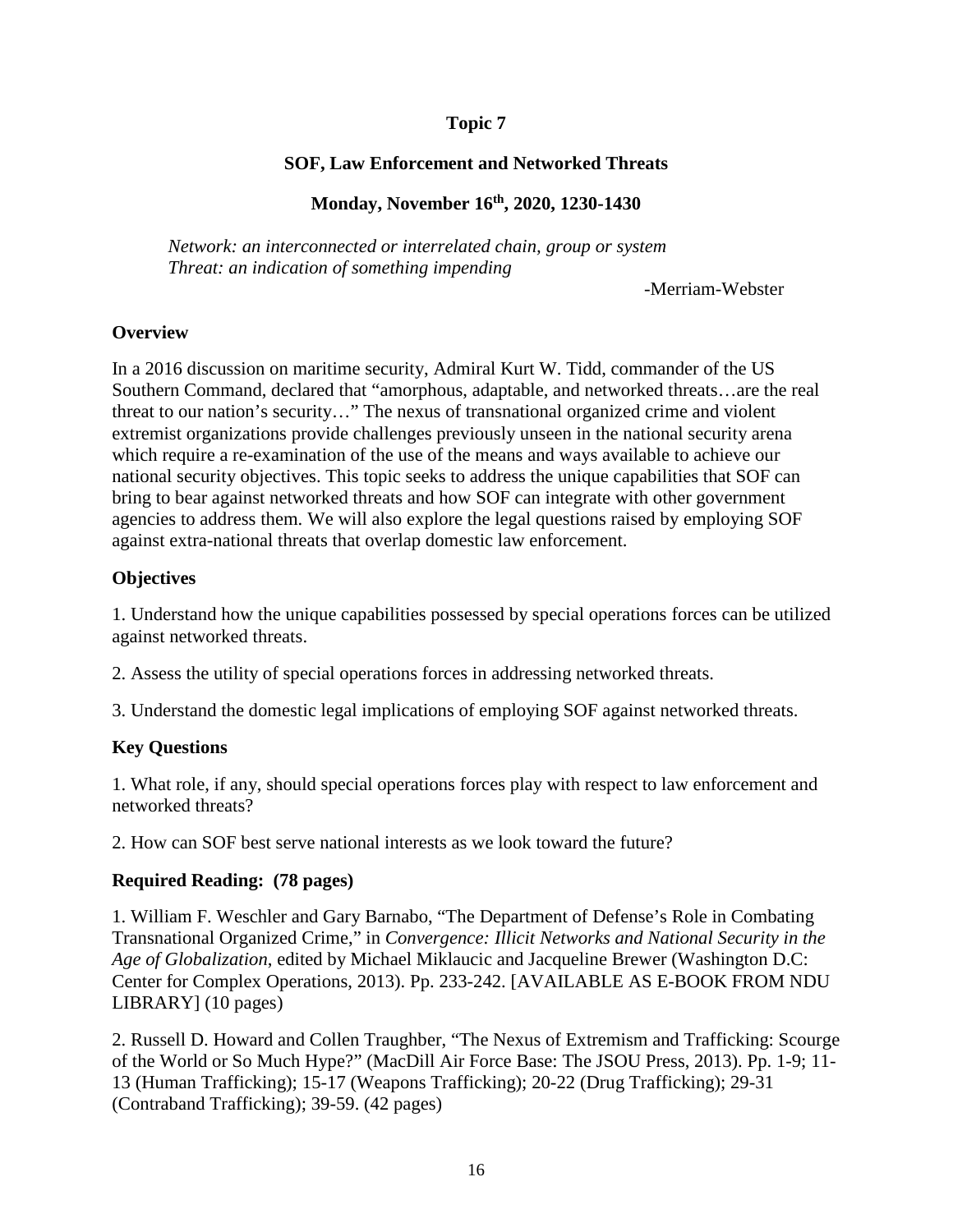# Topic 7

## SOF, Law Enforcement and Networked Threats

### Monday, November 16th, 2020, 1230-1430

*Network: an interconnected or interrelated chain, group or system*
*Threat: an indication of something impending*

-Merriam-Webster

**Overview**

In a 2016 discussion on maritime security, Admiral Kurt W. Tidd, commander of the US Southern Command, declared that "amorphous, adaptable, and networked threats…are the real threat to our nation's security…" The nexus of transnational organized crime and violent extremist organizations provide challenges previously unseen in the national security arena which require a re-examination of the use of the means and ways available to achieve our national security objectives. This topic seeks to address the unique capabilities that SOF can bring to bear against networked threats and how SOF can integrate with other government agencies to address them. We will also explore the legal questions raised by employing SOF against extra-national threats that overlap domestic law enforcement.

**Objectives**

1. Understand how the unique capabilities possessed by special operations forces can be utilized against networked threats.

2. Assess the utility of special operations forces in addressing networked threats.

3. Understand the domestic legal implications of employing SOF against networked threats.

**Key Questions**

1. What role, if any, should special operations forces play with respect to law enforcement and networked threats?

2. How can SOF best serve national interests as we look toward the future?

**Required Reading: (78 pages)**

1. William F. Weschler and Gary Barnabo, "The Department of Defense's Role in Combating Transnational Organized Crime," in *Convergence: Illicit Networks and National Security in the Age of Globalization*, edited by Michael Miklaucic and Jacqueline Brewer (Washington D.C: Center for Complex Operations, 2013). Pp. 233-242. [AVAILABLE AS E-BOOK FROM NDU LIBRARY] (10 pages)

2. Russell D. Howard and Collen Traughber, "The Nexus of Extremism and Trafficking: Scourge of the World or So Much Hype?" (MacDill Air Force Base: The JSOU Press, 2013). Pp. 1-9; 11-13 (Human Trafficking); 15-17 (Weapons Trafficking); 20-22 (Drug Trafficking); 29-31 (Contraband Trafficking); 39-59. (42 pages)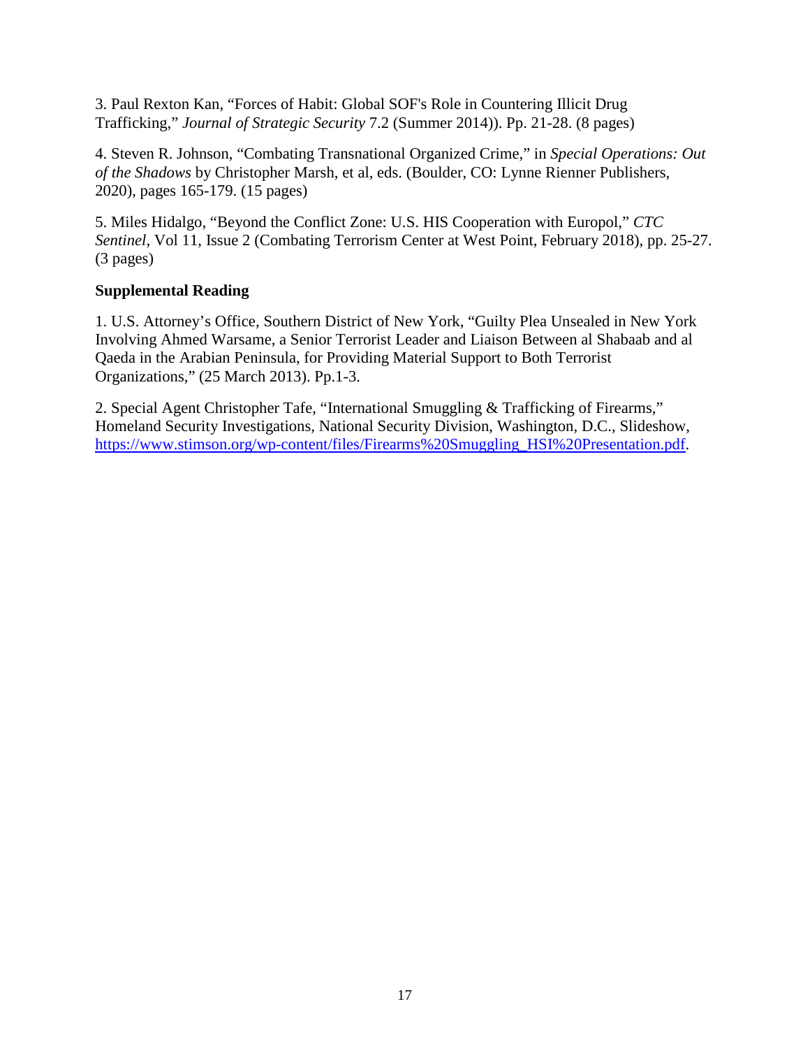3. Paul Rexton Kan, “Forces of Habit: Global SOF's Role in Countering Illicit Drug Trafficking,” *Journal of Strategic Security* 7.2 (Summer 2014)). Pp. 21-28. (8 pages)

4. Steven R. Johnson, “Combating Transnational Organized Crime,” in *Special Operations: Out of the Shadows* by Christopher Marsh, et al, eds. (Boulder, CO: Lynne Rienner Publishers, 2020), pages 165-179. (15 pages)

5. Miles Hidalgo, “Beyond the Conflict Zone: U.S. HIS Cooperation with Europol,” *CTC Sentinel*, Vol 11, Issue 2 (Combating Terrorism Center at West Point, February 2018), pp. 25-27. (3 pages)

**Supplemental Reading**

1. U.S. Attorney’s Office, Southern District of New York, “Guilty Plea Unsealed in New York Involving Ahmed Warsame, a Senior Terrorist Leader and Liaison Between al Shabaab and al Qaeda in the Arabian Peninsula, for Providing Material Support to Both Terrorist Organizations,” (25 March 2013). Pp.1-3.

2. Special Agent Christopher Tafe, “International Smuggling & Trafficking of Firearms,” Homeland Security Investigations, National Security Division, Washington, D.C., Slideshow, https://www.stimson.org/wp-content/files/Firearms%20Smuggling_HSI%20Presentation.pdf.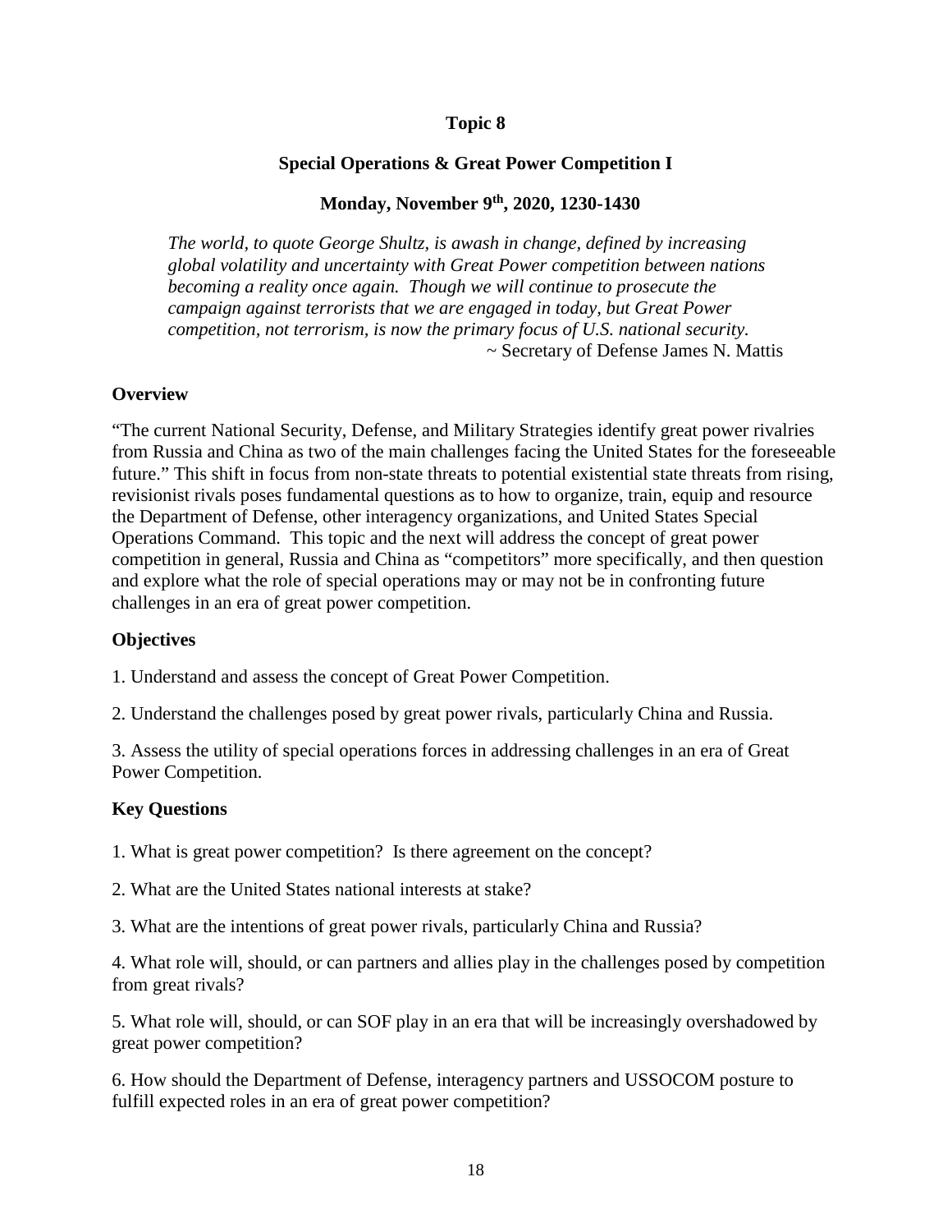# Topic 8

## Special Operations & Great Power Competition I

### Monday, November 9th, 2020, 1230-1430

> *The world, to quote George Shultz, is awash in change, defined by increasing global volatility and uncertainty with Great Power competition between nations becoming a reality once again. Though we will continue to prosecute the campaign against terrorists that we are engaged in today, but Great Power competition, not terrorism, is now the primary focus of U.S. national security.*
>
> ~ Secretary of Defense James N. Mattis

**Overview**

"The current National Security, Defense, and Military Strategies identify great power rivalries from Russia and China as two of the main challenges facing the United States for the foreseeable future." This shift in focus from non-state threats to potential existential state threats from rising, revisionist rivals poses fundamental questions as to how to organize, train, equip and resource the Department of Defense, other interagency organizations, and United States Special Operations Command. This topic and the next will address the concept of great power competition in general, Russia and China as "competitors" more specifically, and then question and explore what the role of special operations may or may not be in confronting future challenges in an era of great power competition.

**Objectives**

1. Understand and assess the concept of Great Power Competition.

2. Understand the challenges posed by great power rivals, particularly China and Russia.

3. Assess the utility of special operations forces in addressing challenges in an era of Great Power Competition.

**Key Questions**

1. What is great power competition? Is there agreement on the concept?

2. What are the United States national interests at stake?

3. What are the intentions of great power rivals, particularly China and Russia?

4. What role will, should, or can partners and allies play in the challenges posed by competition from great rivals?

5. What role will, should, or can SOF play in an era that will be increasingly overshadowed by great power competition?

6. How should the Department of Defense, interagency partners and USSOCOM posture to fulfill expected roles in an era of great power competition?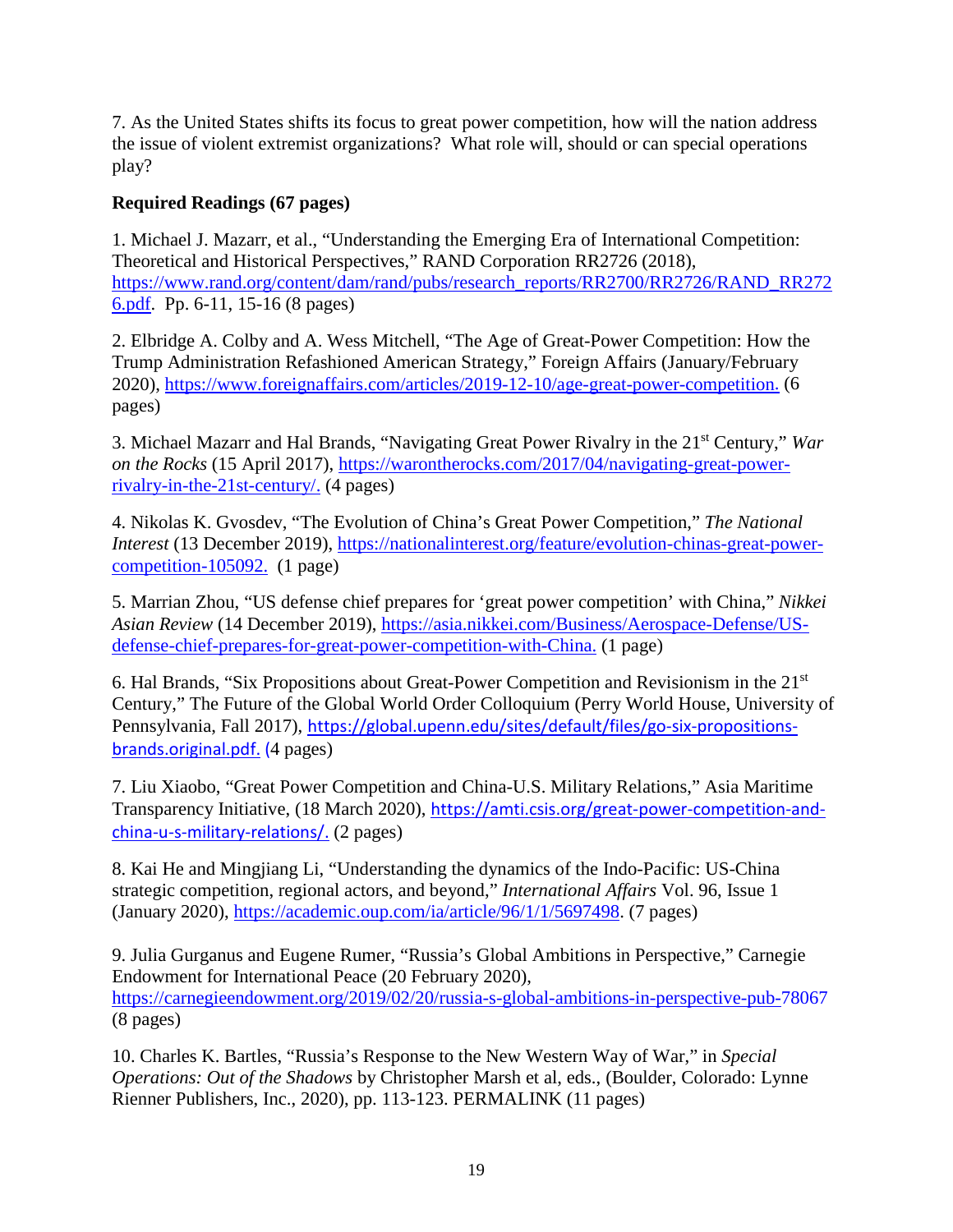7. As the United States shifts its focus to great power competition, how will the nation address the issue of violent extremist organizations? What role will, should or can special operations play?

**Required Readings (67 pages)**

1. Michael J. Mazarr, et al., "Understanding the Emerging Era of International Competition: Theoretical and Historical Perspectives," RAND Corporation RR2726 (2018), https://www.rand.org/content/dam/rand/pubs/research_reports/RR2700/RR2726/RAND_RR2726.pdf. Pp. 6-11, 15-16 (8 pages)

2. Elbridge A. Colby and A. Wess Mitchell, "The Age of Great-Power Competition: How the Trump Administration Refashioned American Strategy," Foreign Affairs (January/February 2020), https://www.foreignaffairs.com/articles/2019-12-10/age-great-power-competition. (6 pages)

3. Michael Mazarr and Hal Brands, "Navigating Great Power Rivalry in the 21st Century," *War on the Rocks* (15 April 2017), https://warontherocks.com/2017/04/navigating-great-power-rivalry-in-the-21st-century/. (4 pages)

4. Nikolas K. Gvosdev, "The Evolution of China's Great Power Competition," *The National Interest* (13 December 2019), https://nationalinterest.org/feature/evolution-chinas-great-power-competition-105092. (1 page)

5. Marrian Zhou, "US defense chief prepares for 'great power competition' with China," *Nikkei Asian Review* (14 December 2019), https://asia.nikkei.com/Business/Aerospace-Defense/US-defense-chief-prepares-for-great-power-competition-with-China. (1 page)

6. Hal Brands, "Six Propositions about Great-Power Competition and Revisionism in the 21st Century," The Future of the Global World Order Colloquium (Perry World House, University of Pennsylvania, Fall 2017), https://global.upenn.edu/sites/default/files/go-six-propositions-brands.original.pdf. (4 pages)

7. Liu Xiaobo, "Great Power Competition and China-U.S. Military Relations," Asia Maritime Transparency Initiative, (18 March 2020), https://amti.csis.org/great-power-competition-and-china-u-s-military-relations/. (2 pages)

8. Kai He and Mingjiang Li, "Understanding the dynamics of the Indo-Pacific: US-China strategic competition, regional actors, and beyond," *International Affairs* Vol. 96, Issue 1 (January 2020), https://academic.oup.com/ia/article/96/1/1/5697498. (7 pages)

9. Julia Gurganus and Eugene Rumer, "Russia's Global Ambitions in Perspective," Carnegie Endowment for International Peace (20 February 2020), https://carnegieendowment.org/2019/02/20/russia-s-global-ambitions-in-perspective-pub-78067 (8 pages)

10. Charles K. Bartles, "Russia's Response to the New Western Way of War," in *Special Operations: Out of the Shadows* by Christopher Marsh et al, eds., (Boulder, Colorado: Lynne Rienner Publishers, Inc., 2020), pp. 113-123. PERMALINK (11 pages)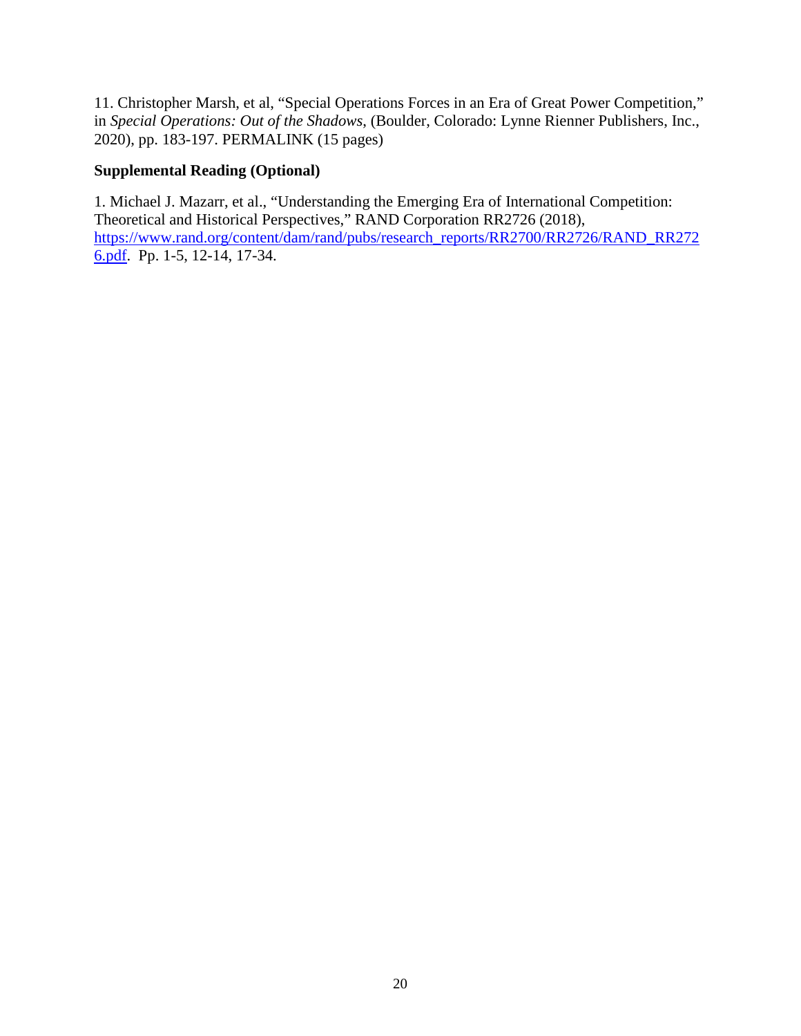11. Christopher Marsh, et al, “Special Operations Forces in an Era of Great Power Competition,” in *Special Operations: Out of the Shadows*, (Boulder, Colorado: Lynne Rienner Publishers, Inc., 2020), pp. 183-197. PERMALINK (15 pages)

**Supplemental Reading (Optional)**

1. Michael J. Mazarr, et al., “Understanding the Emerging Era of International Competition: Theoretical and Historical Perspectives,” RAND Corporation RR2726 (2018), [https://www.rand.org/content/dam/rand/pubs/research_reports/RR2700/RR2726/RAND_RR2726.pdf](https://www.rand.org/content/dam/rand/pubs/research_reports/RR2700/RR2726/RAND_RR2726.pdf). Pp. 1-5, 12-14, 17-34.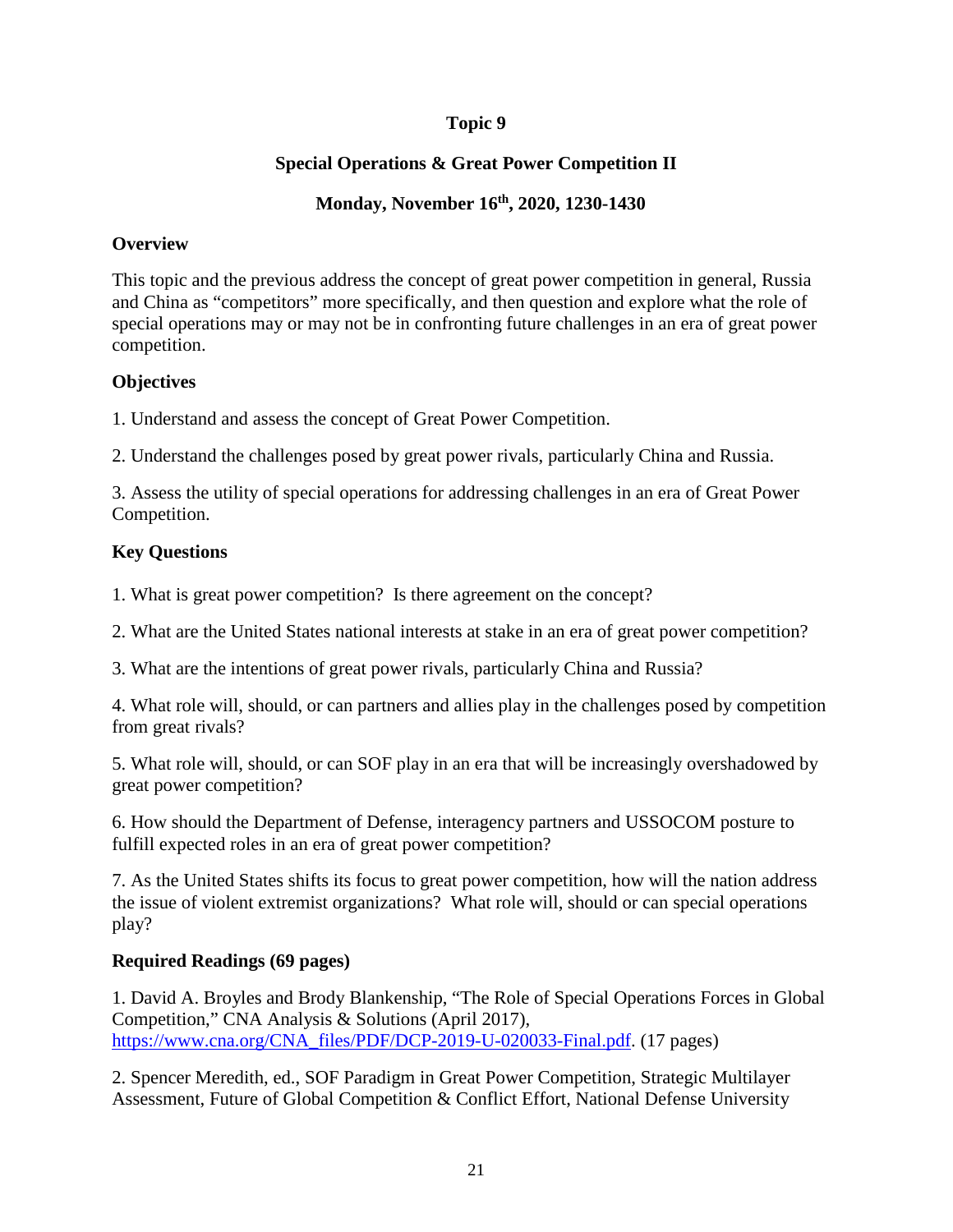**Topic 9**

**Special Operations & Great Power Competition II**

**Monday, November 16th, 2020, 1230-1430**

**Overview**

This topic and the previous address the concept of great power competition in general, Russia and China as "competitors" more specifically, and then question and explore what the role of special operations may or may not be in confronting future challenges in an era of great power competition.

**Objectives**

1. Understand and assess the concept of Great Power Competition.

2. Understand the challenges posed by great power rivals, particularly China and Russia.

3. Assess the utility of special operations for addressing challenges in an era of Great Power Competition.

**Key Questions**

1. What is great power competition? Is there agreement on the concept?

2. What are the United States national interests at stake in an era of great power competition?

3. What are the intentions of great power rivals, particularly China and Russia?

4. What role will, should, or can partners and allies play in the challenges posed by competition from great rivals?

5. What role will, should, or can SOF play in an era that will be increasingly overshadowed by great power competition?

6. How should the Department of Defense, interagency partners and USSOCOM posture to fulfill expected roles in an era of great power competition?

7. As the United States shifts its focus to great power competition, how will the nation address the issue of violent extremist organizations? What role will, should or can special operations play?

**Required Readings (69 pages)**

1. David A. Broyles and Brody Blankenship, "The Role of Special Operations Forces in Global Competition," CNA Analysis & Solutions (April 2017), https://www.cna.org/CNA_files/PDF/DCP-2019-U-020033-Final.pdf. (17 pages)

2. Spencer Meredith, ed., SOF Paradigm in Great Power Competition, Strategic Multilayer Assessment, Future of Global Competition & Conflict Effort, National Defense University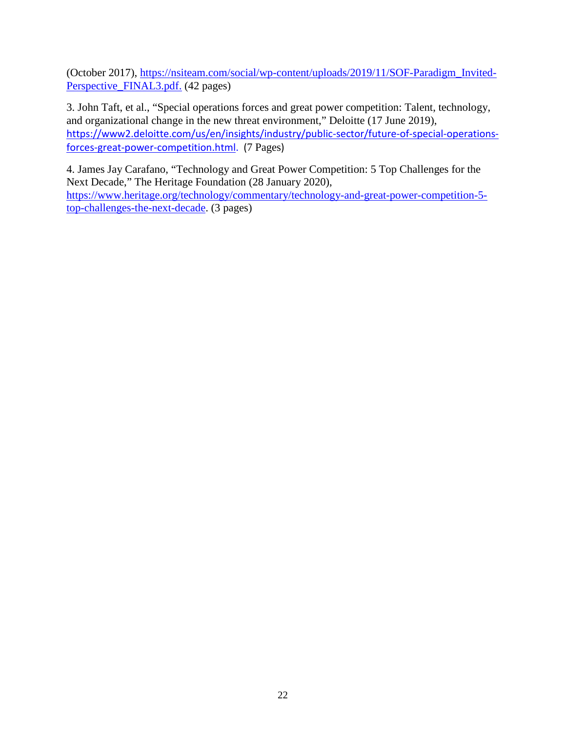(October 2017), [https://nsiteam.com/social/wp-content/uploads/2019/11/SOF-Paradigm_Invited-Perspective_FINAL3.pdf.](https://nsiteam.com/social/wp-content/uploads/2019/11/SOF-Paradigm_Invited-Perspective_FINAL3.pdf) (42 pages)

3. John Taft, et al., "Special operations forces and great power competition: Talent, technology, and organizational change in the new threat environment," Deloitte (17 June 2019), [https://www2.deloitte.com/us/en/insights/industry/public-sector/future-of-special-operations-forces-great-power-competition.html](https://www2.deloitte.com/us/en/insights/industry/public-sector/future-of-special-operations-forces-great-power-competition.html). (7 Pages)

4. James Jay Carafano, "Technology and Great Power Competition: 5 Top Challenges for the Next Decade," The Heritage Foundation (28 January 2020), [https://www.heritage.org/technology/commentary/technology-and-great-power-competition-5-top-challenges-the-next-decade](https://www.heritage.org/technology/commentary/technology-and-great-power-competition-5-top-challenges-the-next-decade). (3 pages)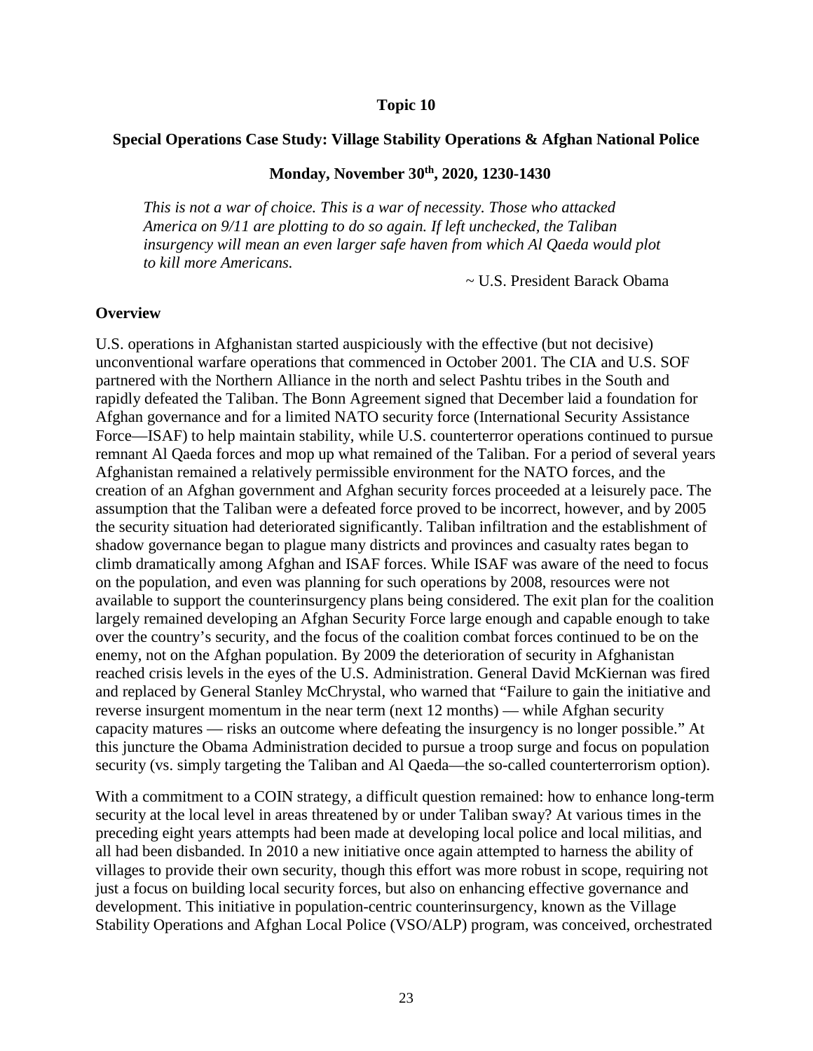**Topic 10**

**Special Operations Case Study: Village Stability Operations & Afghan National Police**

**Monday, November 30th, 2020, 1230-1430**

> *This is not a war of choice. This is a war of necessity. Those who attacked America on 9/11 are plotting to do so again. If left unchecked, the Taliban insurgency will mean an even larger safe haven from which Al Qaeda would plot to kill more Americans.*
>
> ~ U.S. President Barack Obama

### Overview

U.S. operations in Afghanistan started auspiciously with the effective (but not decisive) unconventional warfare operations that commenced in October 2001. The CIA and U.S. SOF partnered with the Northern Alliance in the north and select Pashtu tribes in the South and rapidly defeated the Taliban. The Bonn Agreement signed that December laid a foundation for Afghan governance and for a limited NATO security force (International Security Assistance Force—ISAF) to help maintain stability, while U.S. counterterror operations continued to pursue remnant Al Qaeda forces and mop up what remained of the Taliban. For a period of several years Afghanistan remained a relatively permissible environment for the NATO forces, and the creation of an Afghan government and Afghan security forces proceeded at a leisurely pace. The assumption that the Taliban were a defeated force proved to be incorrect, however, and by 2005 the security situation had deteriorated significantly. Taliban infiltration and the establishment of shadow governance began to plague many districts and provinces and casualty rates began to climb dramatically among Afghan and ISAF forces. While ISAF was aware of the need to focus on the population, and even was planning for such operations by 2008, resources were not available to support the counterinsurgency plans being considered. The exit plan for the coalition largely remained developing an Afghan Security Force large enough and capable enough to take over the country's security, and the focus of the coalition combat forces continued to be on the enemy, not on the Afghan population. By 2009 the deterioration of security in Afghanistan reached crisis levels in the eyes of the U.S. Administration. General David McKiernan was fired and replaced by General Stanley McChrystal, who warned that "Failure to gain the initiative and reverse insurgent momentum in the near term (next 12 months) — while Afghan security capacity matures — risks an outcome where defeating the insurgency is no longer possible." At this juncture the Obama Administration decided to pursue a troop surge and focus on population security (vs. simply targeting the Taliban and Al Qaeda—the so-called counterterrorism option).

With a commitment to a COIN strategy, a difficult question remained: how to enhance long-term security at the local level in areas threatened by or under Taliban sway? At various times in the preceding eight years attempts had been made at developing local police and local militias, and all had been disbanded. In 2010 a new initiative once again attempted to harness the ability of villages to provide their own security, though this effort was more robust in scope, requiring not just a focus on building local security forces, but also on enhancing effective governance and development. This initiative in population-centric counterinsurgency, known as the Village Stability Operations and Afghan Local Police (VSO/ALP) program, was conceived, orchestrated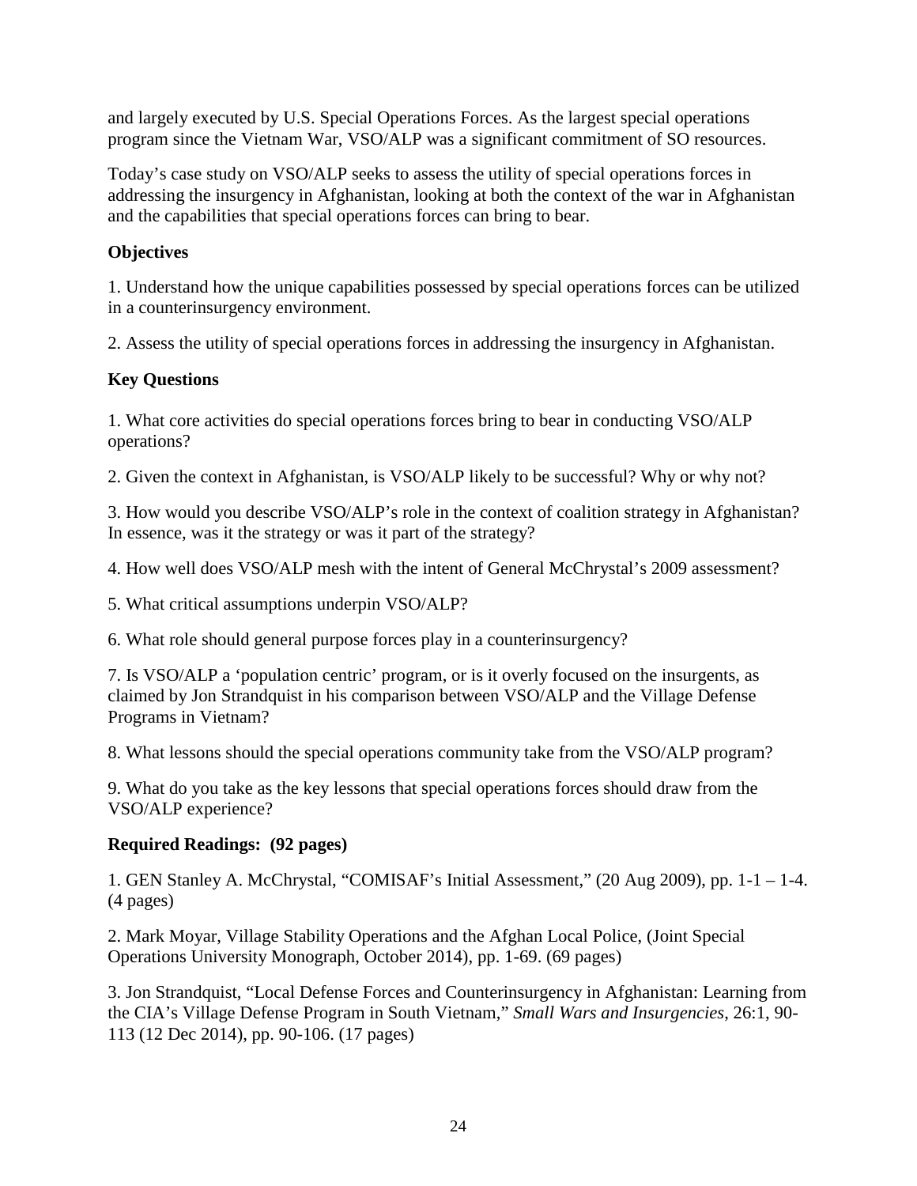and largely executed by U.S. Special Operations Forces. As the largest special operations program since the Vietnam War, VSO/ALP was a significant commitment of SO resources.

Today's case study on VSO/ALP seeks to assess the utility of special operations forces in addressing the insurgency in Afghanistan, looking at both the context of the war in Afghanistan and the capabilities that special operations forces can bring to bear.

**Objectives**

1. Understand how the unique capabilities possessed by special operations forces can be utilized in a counterinsurgency environment.

2. Assess the utility of special operations forces in addressing the insurgency in Afghanistan.

**Key Questions**

1. What core activities do special operations forces bring to bear in conducting VSO/ALP operations?

2. Given the context in Afghanistan, is VSO/ALP likely to be successful? Why or why not?

3. How would you describe VSO/ALP's role in the context of coalition strategy in Afghanistan? In essence, was it the strategy or was it part of the strategy?

4. How well does VSO/ALP mesh with the intent of General McChrystal's 2009 assessment?

5. What critical assumptions underpin VSO/ALP?

6. What role should general purpose forces play in a counterinsurgency?

7. Is VSO/ALP a 'population centric' program, or is it overly focused on the insurgents, as claimed by Jon Strandquist in his comparison between VSO/ALP and the Village Defense Programs in Vietnam?

8. What lessons should the special operations community take from the VSO/ALP program?

9. What do you take as the key lessons that special operations forces should draw from the VSO/ALP experience?

**Required Readings: (92 pages)**

1. GEN Stanley A. McChrystal, "COMISAF's Initial Assessment," (20 Aug 2009), pp. 1-1 – 1-4. (4 pages)

2. Mark Moyar, Village Stability Operations and the Afghan Local Police, (Joint Special Operations University Monograph, October 2014), pp. 1-69. (69 pages)

3. Jon Strandquist, "Local Defense Forces and Counterinsurgency in Afghanistan: Learning from the CIA's Village Defense Program in South Vietnam," *Small Wars and Insurgencies,* 26:1, 90-113 (12 Dec 2014), pp. 90-106. (17 pages)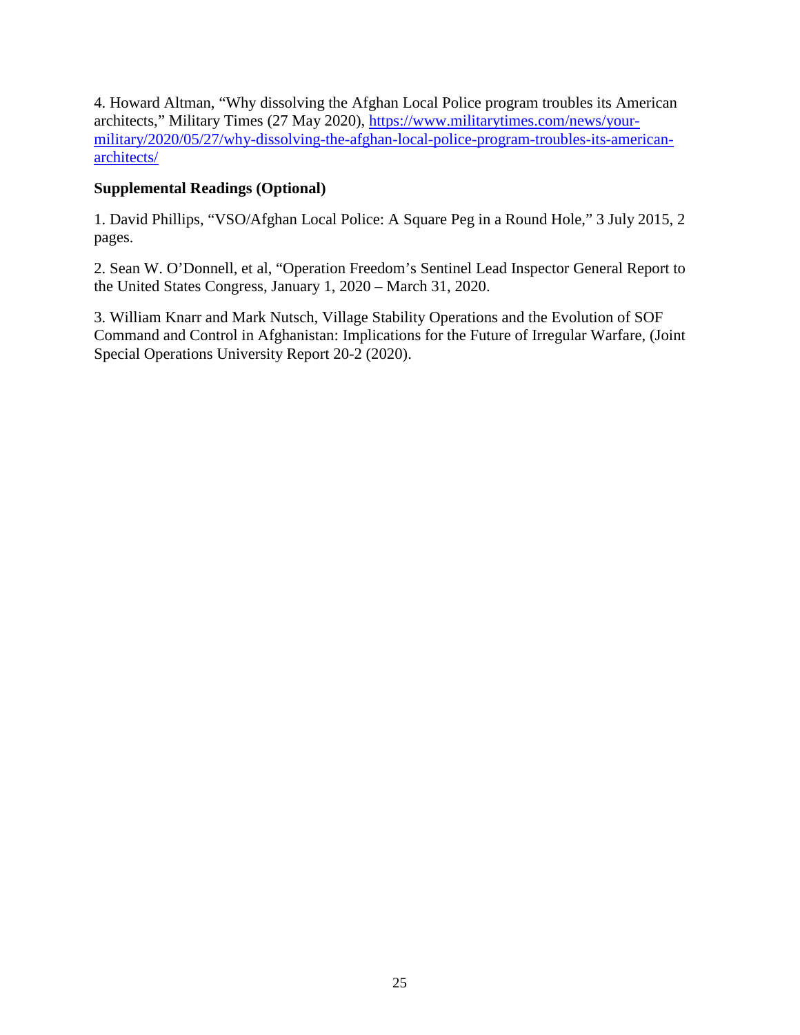4. Howard Altman, "Why dissolving the Afghan Local Police program troubles its American architects," Military Times (27 May 2020), https://www.militarytimes.com/news/your-military/2020/05/27/why-dissolving-the-afghan-local-police-program-troubles-its-american-architects/

**Supplemental Readings (Optional)**

1. David Phillips, "VSO/Afghan Local Police: A Square Peg in a Round Hole," 3 July 2015, 2 pages.

2. Sean W. O'Donnell, et al, "Operation Freedom's Sentinel Lead Inspector General Report to the United States Congress, January 1, 2020 – March 31, 2020.

3. William Knarr and Mark Nutsch, Village Stability Operations and the Evolution of SOF Command and Control in Afghanistan: Implications for the Future of Irregular Warfare, (Joint Special Operations University Report 20-2 (2020).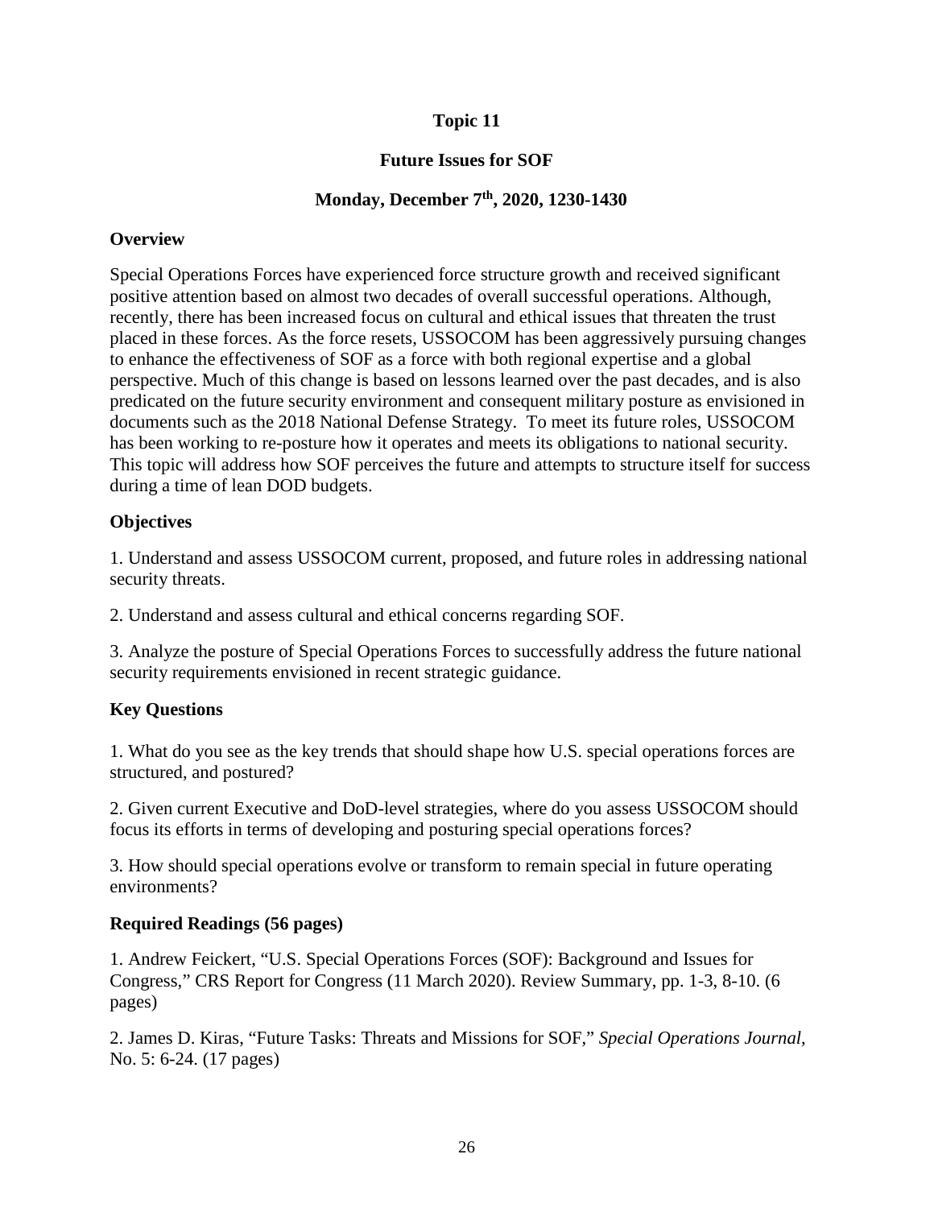# Topic 11

## Future Issues for SOF

### Monday, December 7th, 2020, 1230-1430

**Overview**

Special Operations Forces have experienced force structure growth and received significant positive attention based on almost two decades of overall successful operations. Although, recently, there has been increased focus on cultural and ethical issues that threaten the trust placed in these forces. As the force resets, USSOCOM has been aggressively pursuing changes to enhance the effectiveness of SOF as a force with both regional expertise and a global perspective. Much of this change is based on lessons learned over the past decades, and is also predicated on the future security environment and consequent military posture as envisioned in documents such as the 2018 National Defense Strategy. To meet its future roles, USSOCOM has been working to re-posture how it operates and meets its obligations to national security. This topic will address how SOF perceives the future and attempts to structure itself for success during a time of lean DOD budgets.

**Objectives**

1. Understand and assess USSOCOM current, proposed, and future roles in addressing national security threats.

2. Understand and assess cultural and ethical concerns regarding SOF.

3. Analyze the posture of Special Operations Forces to successfully address the future national security requirements envisioned in recent strategic guidance.

**Key Questions**

1. What do you see as the key trends that should shape how U.S. special operations forces are structured, and postured?

2. Given current Executive and DoD-level strategies, where do you assess USSOCOM should focus its efforts in terms of developing and posturing special operations forces?

3. How should special operations evolve or transform to remain special in future operating environments?

**Required Readings (56 pages)**

1. Andrew Feickert, "U.S. Special Operations Forces (SOF): Background and Issues for Congress," CRS Report for Congress (11 March 2020). Review Summary, pp. 1-3, 8-10. (6 pages)

2. James D. Kiras, "Future Tasks: Threats and Missions for SOF," *Special Operations Journal*, No. 5: 6-24. (17 pages)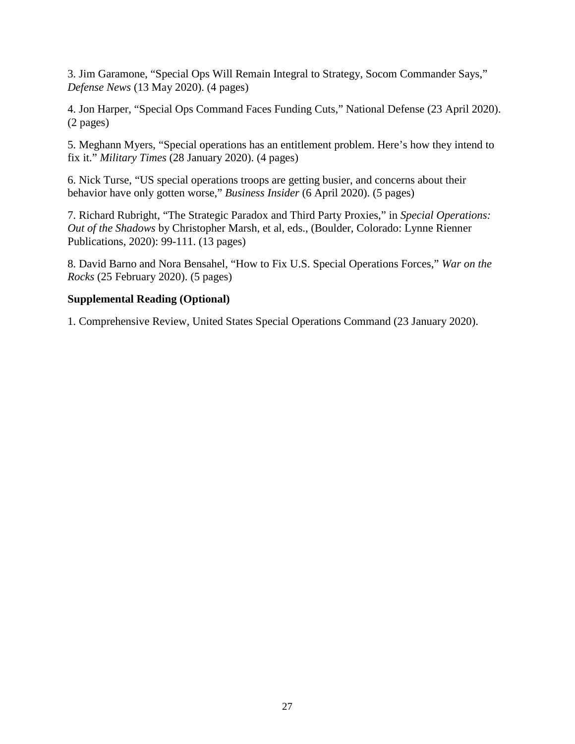3. Jim Garamone, “Special Ops Will Remain Integral to Strategy, Socom Commander Says,” *Defense News* (13 May 2020). (4 pages)

4. Jon Harper, “Special Ops Command Faces Funding Cuts,” National Defense (23 April 2020). (2 pages)

5. Meghann Myers, “Special operations has an entitlement problem. Here’s how they intend to fix it.” *Military Times* (28 January 2020). (4 pages)

6. Nick Turse, “US special operations troops are getting busier, and concerns about their behavior have only gotten worse,” *Business Insider* (6 April 2020). (5 pages)

7. Richard Rubright, “The Strategic Paradox and Third Party Proxies,” in *Special Operations: Out of the Shadows* by Christopher Marsh, et al, eds., (Boulder, Colorado: Lynne Rienner Publications, 2020): 99-111. (13 pages)

8. David Barno and Nora Bensahel, “How to Fix U.S. Special Operations Forces,” *War on the Rocks* (25 February 2020). (5 pages)

**Supplemental Reading (Optional)**

1. Comprehensive Review, United States Special Operations Command (23 January 2020).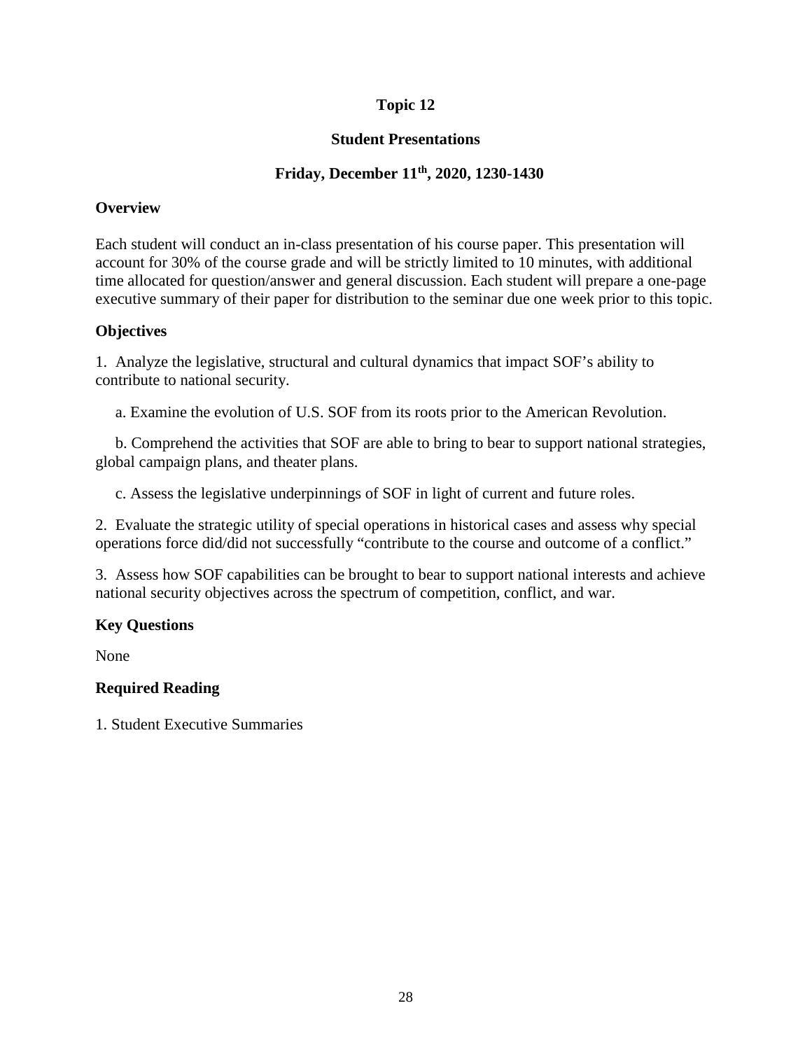# Topic 12

## Student Presentations

## Friday, December 11th, 2020, 1230-1430

### Overview

Each student will conduct an in-class presentation of his course paper. This presentation will account for 30% of the course grade and will be strictly limited to 10 minutes, with additional time allocated for question/answer and general discussion. Each student will prepare a one-page executive summary of their paper for distribution to the seminar due one week prior to this topic.

### Objectives

1. Analyze the legislative, structural and cultural dynamics that impact SOF's ability to contribute to national security.

   a. Examine the evolution of U.S. SOF from its roots prior to the American Revolution.

   b. Comprehend the activities that SOF are able to bring to bear to support national strategies, global campaign plans, and theater plans.

   c. Assess the legislative underpinnings of SOF in light of current and future roles.

2. Evaluate the strategic utility of special operations in historical cases and assess why special operations force did/did not successfully "contribute to the course and outcome of a conflict."

3. Assess how SOF capabilities can be brought to bear to support national interests and achieve national security objectives across the spectrum of competition, conflict, and war.

### Key Questions

None

### Required Reading

1. Student Executive Summaries